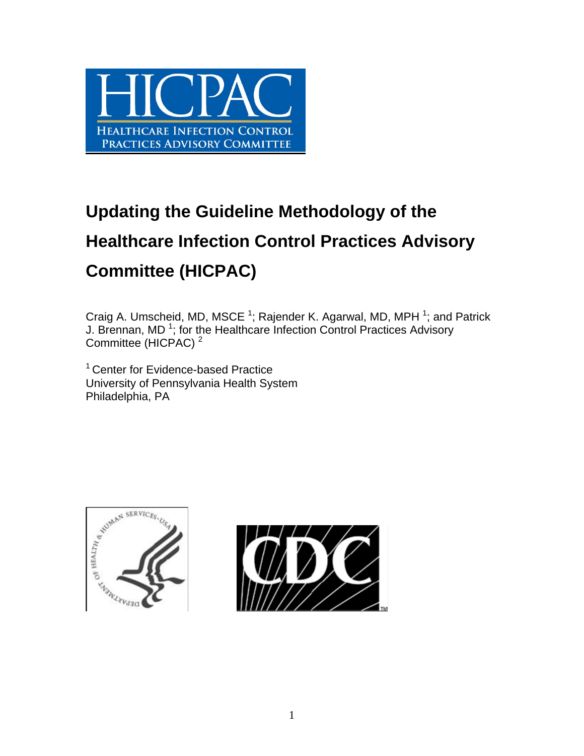# Updating the Guideline Methodology of the Healthcare Infection Control Practices Advisory Committee (HICPAC)

Craig A. Umscheid, MD, MSCE [1]; Rajender K. Agarwal, MD, MPH [1]; and Patrick J. Brennan, MD [1]; for the Healthcare Infection Control Practices Advisory Committee (HICPAC) [2]

[1] Center for Evidence-based Practice
University of Pennsylvania Health System
Philadelphia, PA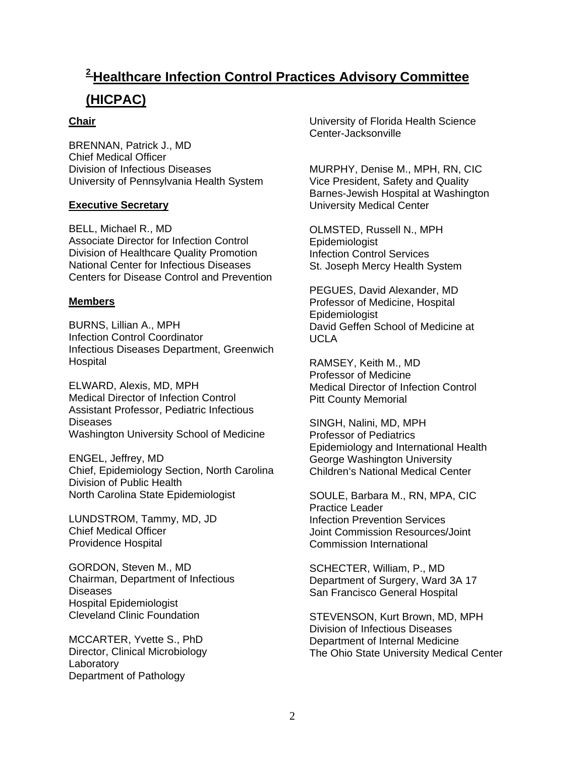# [2] Healthcare Infection Control Practices Advisory Committee (HICPAC)

**Chair**

BRENNAN, Patrick J., MD
Chief Medical Officer
Division of Infectious Diseases
University of Pennsylvania Health System

**Executive Secretary**

BELL, Michael R., MD
Associate Director for Infection Control
Division of Healthcare Quality Promotion
National Center for Infectious Diseases
Centers for Disease Control and Prevention

**Members**

BURNS, Lillian A., MPH
Infection Control Coordinator
Infectious Diseases Department, Greenwich Hospital

ELWARD, Alexis, MD, MPH
Medical Director of Infection Control
Assistant Professor, Pediatric Infectious Diseases
Washington University School of Medicine

ENGEL, Jeffrey, MD
Chief, Epidemiology Section, North Carolina Division of Public Health
North Carolina State Epidemiologist

LUNDSTROM, Tammy, MD, JD
Chief Medical Officer
Providence Hospital

GORDON, Steven M., MD
Chairman, Department of Infectious Diseases
Hospital Epidemiologist
Cleveland Clinic Foundation

MCCARTER, Yvette S., PhD
Director, Clinical Microbiology Laboratory
Department of Pathology
University of Florida Health Science Center-Jacksonville

MURPHY, Denise M., MPH, RN, CIC
Vice President, Safety and Quality
Barnes-Jewish Hospital at Washington University Medical Center

OLMSTED, Russell N., MPH
Epidemiologist
Infection Control Services
St. Joseph Mercy Health System

PEGUES, David Alexander, MD
Professor of Medicine, Hospital Epidemiologist
David Geffen School of Medicine at UCLA

RAMSEY, Keith M., MD
Professor of Medicine
Medical Director of Infection Control
Pitt County Memorial

SINGH, Nalini, MD, MPH
Professor of Pediatrics
Epidemiology and International Health
George Washington University
Children's National Medical Center

SOULE, Barbara M., RN, MPA, CIC
Practice Leader
Infection Prevention Services
Joint Commission Resources/Joint Commission International

SCHECTER, William, P., MD
Department of Surgery, Ward 3A 17
San Francisco General Hospital

STEVENSON, Kurt Brown, MD, MPH
Division of Infectious Diseases
Department of Internal Medicine
The Ohio State University Medical Center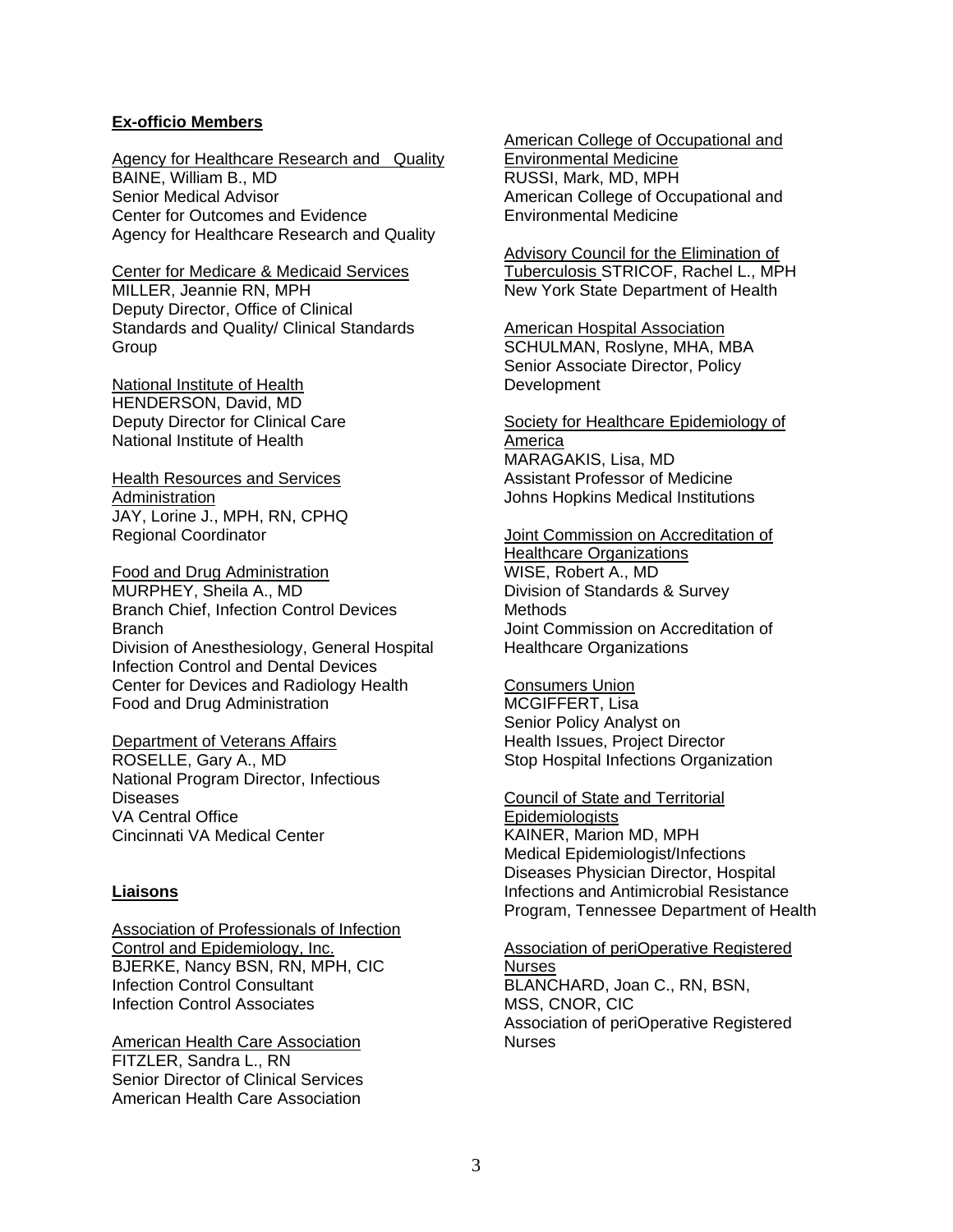**Ex-officio Members**

Agency for Healthcare Research and Quality
BAINE, William B., MD
Senior Medical Advisor
Center for Outcomes and Evidence
Agency for Healthcare Research and Quality

Center for Medicare & Medicaid Services
MILLER, Jeannie RN, MPH
Deputy Director, Office of Clinical Standards and Quality/ Clinical Standards Group

National Institute of Health
HENDERSON, David, MD
Deputy Director for Clinical Care
National Institute of Health

Health Resources and Services Administration
JAY, Lorine J., MPH, RN, CPHQ
Regional Coordinator

Food and Drug Administration
MURPHEY, Sheila A., MD
Branch Chief, Infection Control Devices Branch
Division of Anesthesiology, General Hospital Infection Control and Dental Devices
Center for Devices and Radiology Health
Food and Drug Administration

Department of Veterans Affairs
ROSELLE, Gary A., MD
National Program Director, Infectious Diseases
VA Central Office
Cincinnati VA Medical Center

**Liaisons**

Association of Professionals of Infection Control and Epidemiology, Inc.
BJERKE, Nancy BSN, RN, MPH, CIC
Infection Control Consultant
Infection Control Associates

American Health Care Association
FITZLER, Sandra L., RN
Senior Director of Clinical Services
American Health Care Association

American College of Occupational and Environmental Medicine
RUSSI, Mark, MD, MPH
American College of Occupational and Environmental Medicine

Advisory Council for the Elimination of Tuberculosis STRICOF, Rachel L., MPH
New York State Department of Health

American Hospital Association
SCHULMAN, Roslyne, MHA, MBA
Senior Associate Director, Policy Development

Society for Healthcare Epidemiology of America
MARAGAKIS, Lisa, MD
Assistant Professor of Medicine
Johns Hopkins Medical Institutions

Joint Commission on Accreditation of Healthcare Organizations
WISE, Robert A., MD
Division of Standards & Survey Methods
Joint Commission on Accreditation of Healthcare Organizations

Consumers Union
MCGIFFERT, Lisa
Senior Policy Analyst on Health Issues, Project Director
Stop Hospital Infections Organization

Council of State and Territorial Epidemiologists
KAINER, Marion MD, MPH
Medical Epidemiologist/Infections Diseases Physician Director, Hospital Infections and Antimicrobial Resistance Program, Tennessee Department of Health

Association of periOperative Registered Nurses
BLANCHARD, Joan C., RN, BSN, MSS, CNOR, CIC
Association of periOperative Registered Nurses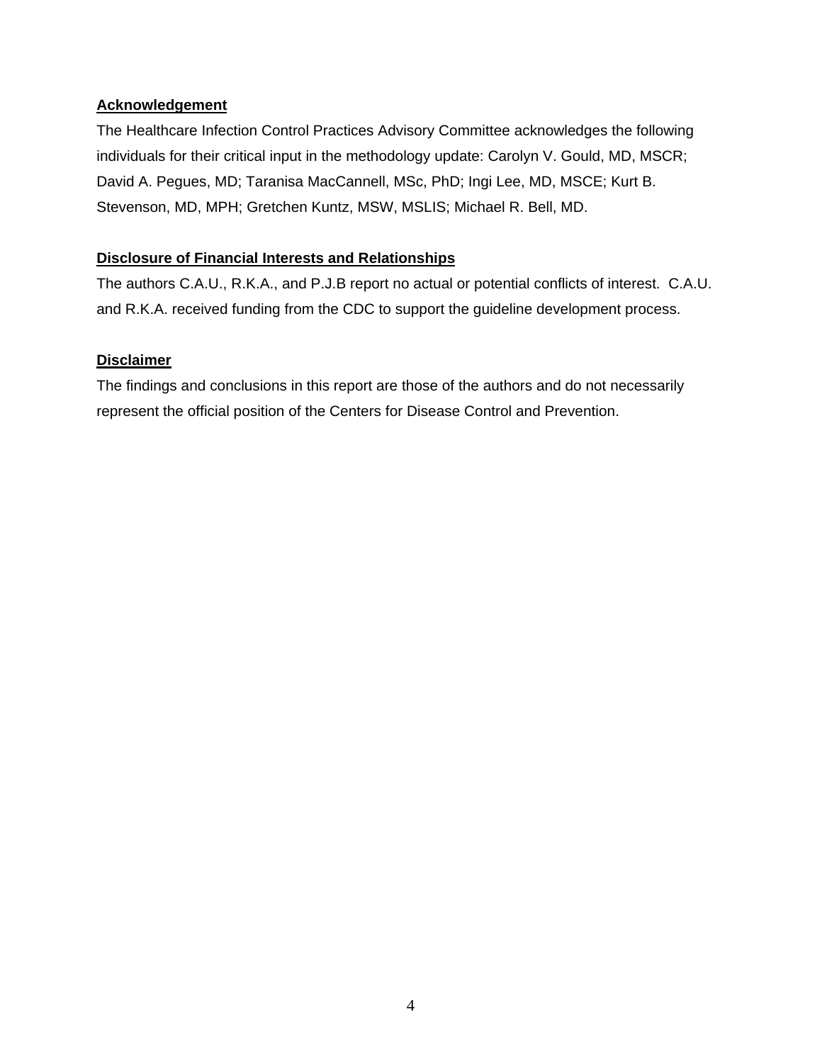## Acknowledgement

The Healthcare Infection Control Practices Advisory Committee acknowledges the following individuals for their critical input in the methodology update: Carolyn V. Gould, MD, MSCR; David A. Pegues, MD; Taranisa MacCannell, MSc, PhD; Ingi Lee, MD, MSCE; Kurt B. Stevenson, MD, MPH; Gretchen Kuntz, MSW, MSLIS; Michael R. Bell, MD.

## Disclosure of Financial Interests and Relationships

The authors C.A.U., R.K.A., and P.J.B report no actual or potential conflicts of interest. C.A.U. and R.K.A. received funding from the CDC to support the guideline development process.

## Disclaimer

The findings and conclusions in this report are those of the authors and do not necessarily represent the official position of the Centers for Disease Control and Prevention.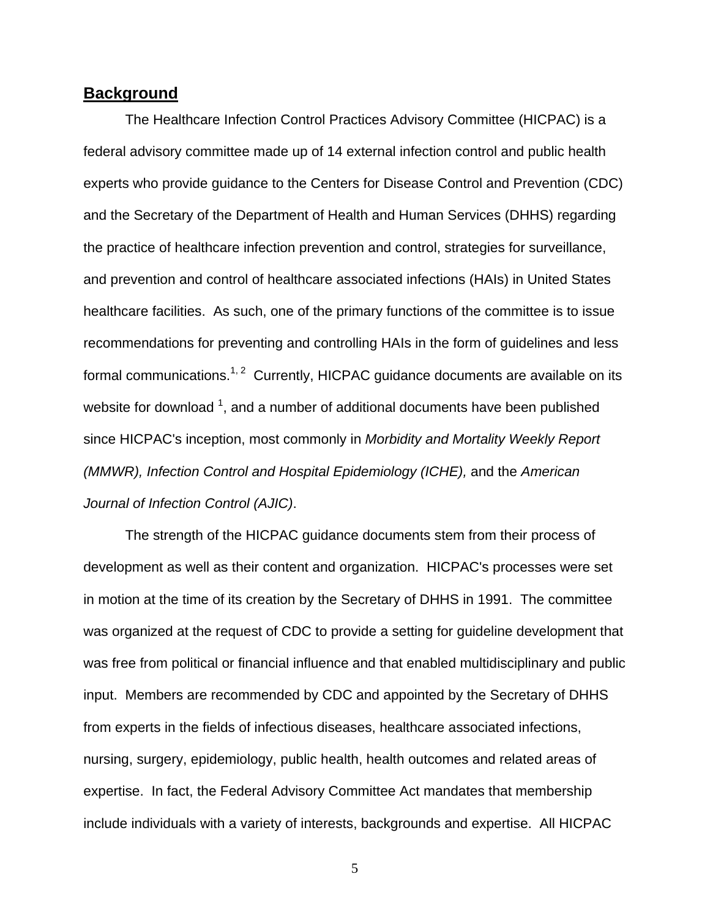## Background

The Healthcare Infection Control Practices Advisory Committee (HICPAC) is a federal advisory committee made up of 14 external infection control and public health experts who provide guidance to the Centers for Disease Control and Prevention (CDC) and the Secretary of the Department of Health and Human Services (DHHS) regarding the practice of healthcare infection prevention and control, strategies for surveillance, and prevention and control of healthcare associated infections (HAIs) in United States healthcare facilities. As such, one of the primary functions of the committee is to issue recommendations for preventing and controlling HAIs in the form of guidelines and less formal communications.[1, 2] Currently, HICPAC guidance documents are available on its website for download [1], and a number of additional documents have been published since HICPAC's inception, most commonly in *Morbidity and Mortality Weekly Report (MMWR), Infection Control and Hospital Epidemiology (ICHE),* and the *American Journal of Infection Control (AJIC)*.

The strength of the HICPAC guidance documents stem from their process of development as well as their content and organization. HICPAC's processes were set in motion at the time of its creation by the Secretary of DHHS in 1991. The committee was organized at the request of CDC to provide a setting for guideline development that was free from political or financial influence and that enabled multidisciplinary and public input. Members are recommended by CDC and appointed by the Secretary of DHHS from experts in the fields of infectious diseases, healthcare associated infections, nursing, surgery, epidemiology, public health, health outcomes and related areas of expertise. In fact, the Federal Advisory Committee Act mandates that membership include individuals with a variety of interests, backgrounds and expertise. All HICPAC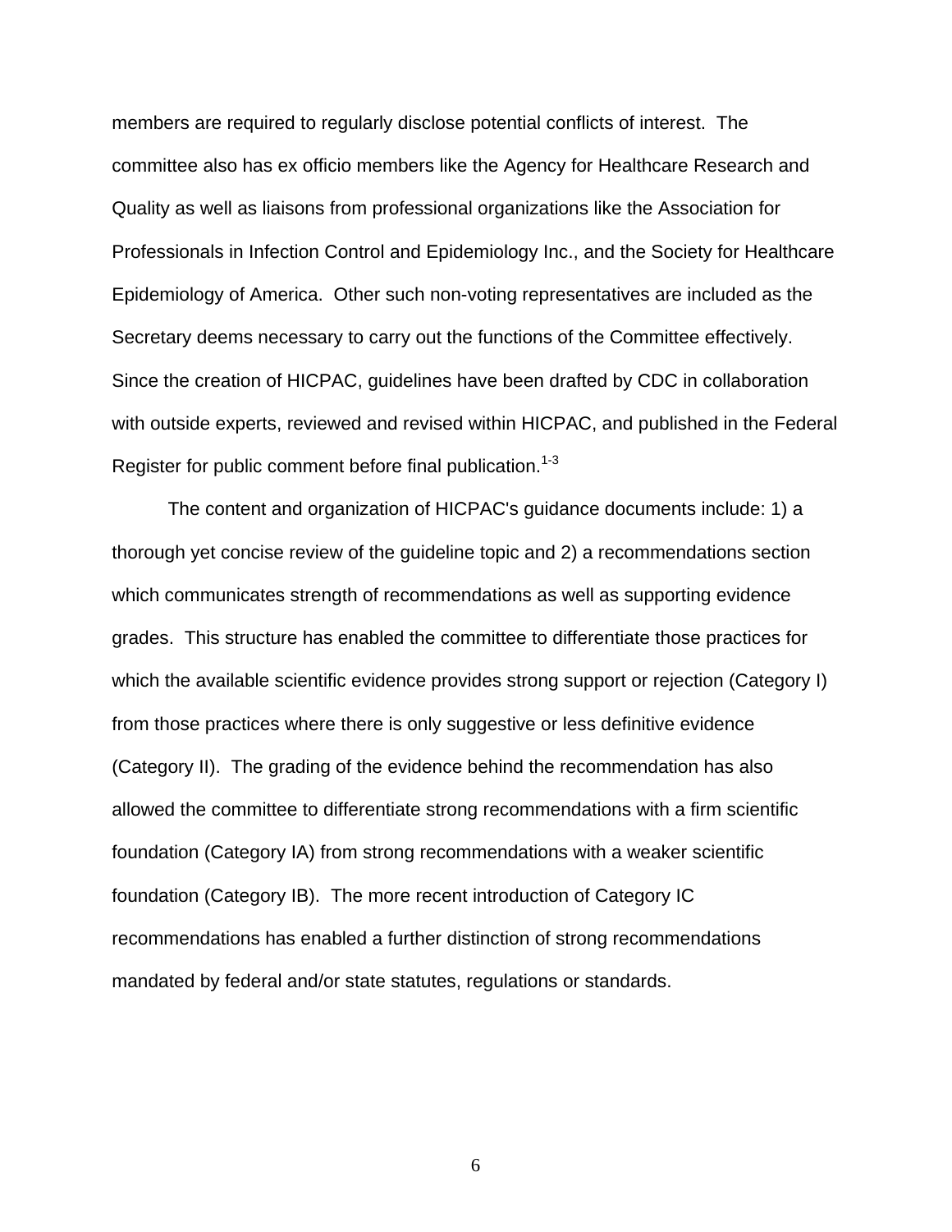members are required to regularly disclose potential conflicts of interest. The committee also has ex officio members like the Agency for Healthcare Research and Quality as well as liaisons from professional organizations like the Association for Professionals in Infection Control and Epidemiology Inc., and the Society for Healthcare Epidemiology of America. Other such non-voting representatives are included as the Secretary deems necessary to carry out the functions of the Committee effectively. Since the creation of HICPAC, guidelines have been drafted by CDC in collaboration with outside experts, reviewed and revised within HICPAC, and published in the Federal Register for public comment before final publication.[1-3]

The content and organization of HICPAC's guidance documents include: 1) a thorough yet concise review of the guideline topic and 2) a recommendations section which communicates strength of recommendations as well as supporting evidence grades. This structure has enabled the committee to differentiate those practices for which the available scientific evidence provides strong support or rejection (Category I) from those practices where there is only suggestive or less definitive evidence (Category II). The grading of the evidence behind the recommendation has also allowed the committee to differentiate strong recommendations with a firm scientific foundation (Category IA) from strong recommendations with a weaker scientific foundation (Category IB). The more recent introduction of Category IC recommendations has enabled a further distinction of strong recommendations mandated by federal and/or state statutes, regulations or standards.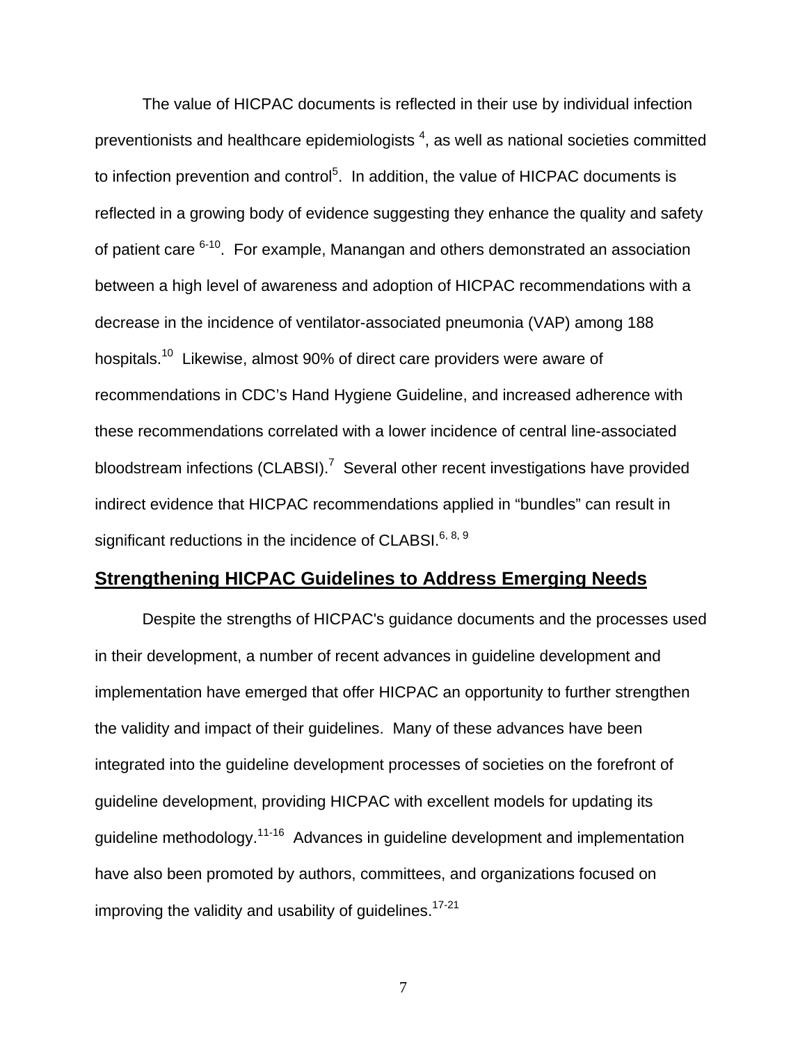The value of HICPAC documents is reflected in their use by individual infection preventionists and healthcare epidemiologists [4], as well as national societies committed to infection prevention and control[5]. In addition, the value of HICPAC documents is reflected in a growing body of evidence suggesting they enhance the quality and safety of patient care [6-10]. For example, Manangan and others demonstrated an association between a high level of awareness and adoption of HICPAC recommendations with a decrease in the incidence of ventilator-associated pneumonia (VAP) among 188 hospitals.[10] Likewise, almost 90% of direct care providers were aware of recommendations in CDC's Hand Hygiene Guideline, and increased adherence with these recommendations correlated with a lower incidence of central line-associated bloodstream infections (CLABSI).[7] Several other recent investigations have provided indirect evidence that HICPAC recommendations applied in "bundles" can result in significant reductions in the incidence of CLABSI.[6, 8, 9]

## Strengthening HICPAC Guidelines to Address Emerging Needs

Despite the strengths of HICPAC's guidance documents and the processes used in their development, a number of recent advances in guideline development and implementation have emerged that offer HICPAC an opportunity to further strengthen the validity and impact of their guidelines. Many of these advances have been integrated into the guideline development processes of societies on the forefront of guideline development, providing HICPAC with excellent models for updating its guideline methodology.[11-16] Advances in guideline development and implementation have also been promoted by authors, committees, and organizations focused on improving the validity and usability of guidelines.[17-21]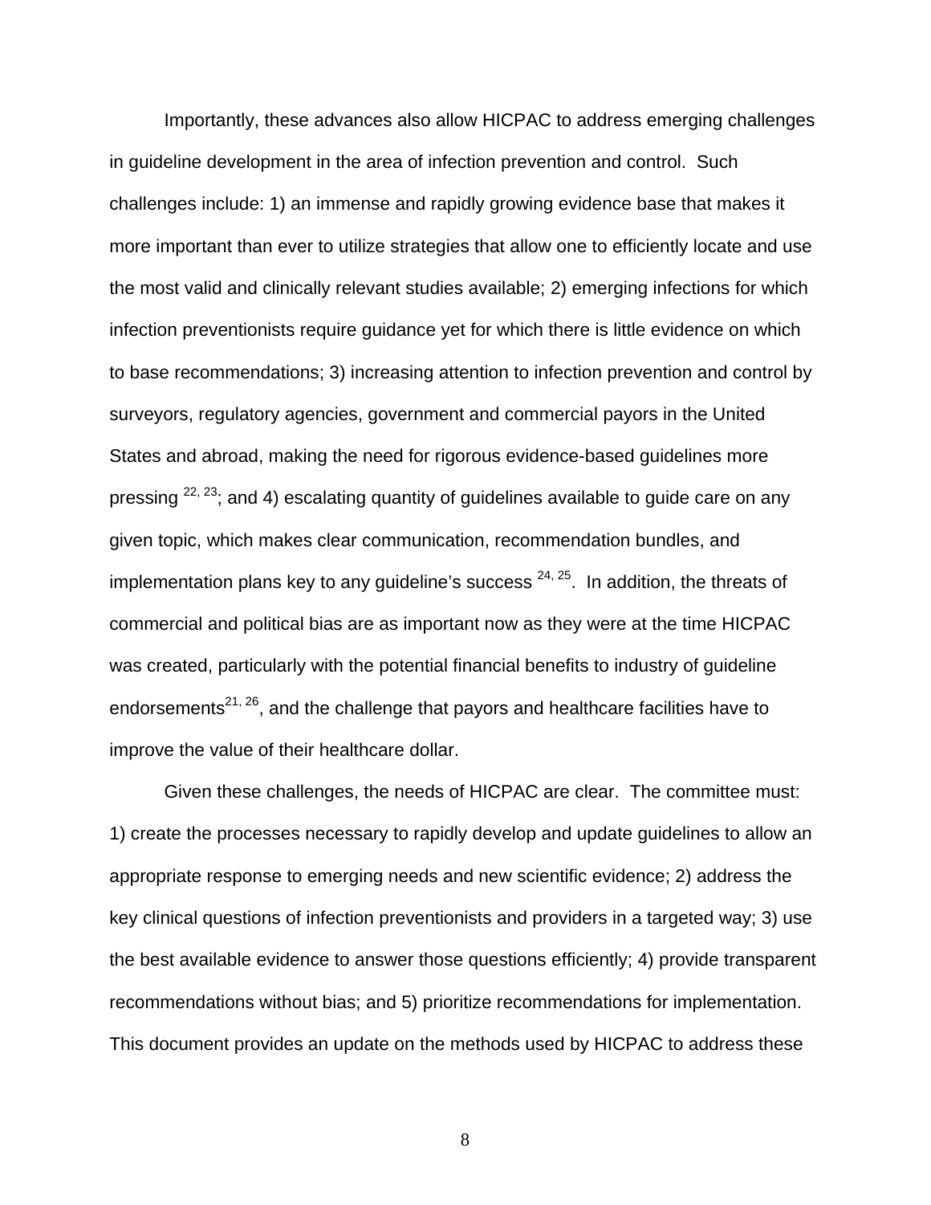Importantly, these advances also allow HICPAC to address emerging challenges in guideline development in the area of infection prevention and control. Such challenges include: 1) an immense and rapidly growing evidence base that makes it more important than ever to utilize strategies that allow one to efficiently locate and use the most valid and clinically relevant studies available; 2) emerging infections for which infection preventionists require guidance yet for which there is little evidence on which to base recommendations; 3) increasing attention to infection prevention and control by surveyors, regulatory agencies, government and commercial payors in the United States and abroad, making the need for rigorous evidence-based guidelines more pressing [22, 23]; and 4) escalating quantity of guidelines available to guide care on any given topic, which makes clear communication, recommendation bundles, and implementation plans key to any guideline's success [24, 25]. In addition, the threats of commercial and political bias are as important now as they were at the time HICPAC was created, particularly with the potential financial benefits to industry of guideline endorsements[21, 26], and the challenge that payors and healthcare facilities have to improve the value of their healthcare dollar.

Given these challenges, the needs of HICPAC are clear. The committee must: 1) create the processes necessary to rapidly develop and update guidelines to allow an appropriate response to emerging needs and new scientific evidence; 2) address the key clinical questions of infection preventionists and providers in a targeted way; 3) use the best available evidence to answer those questions efficiently; 4) provide transparent recommendations without bias; and 5) prioritize recommendations for implementation. This document provides an update on the methods used by HICPAC to address these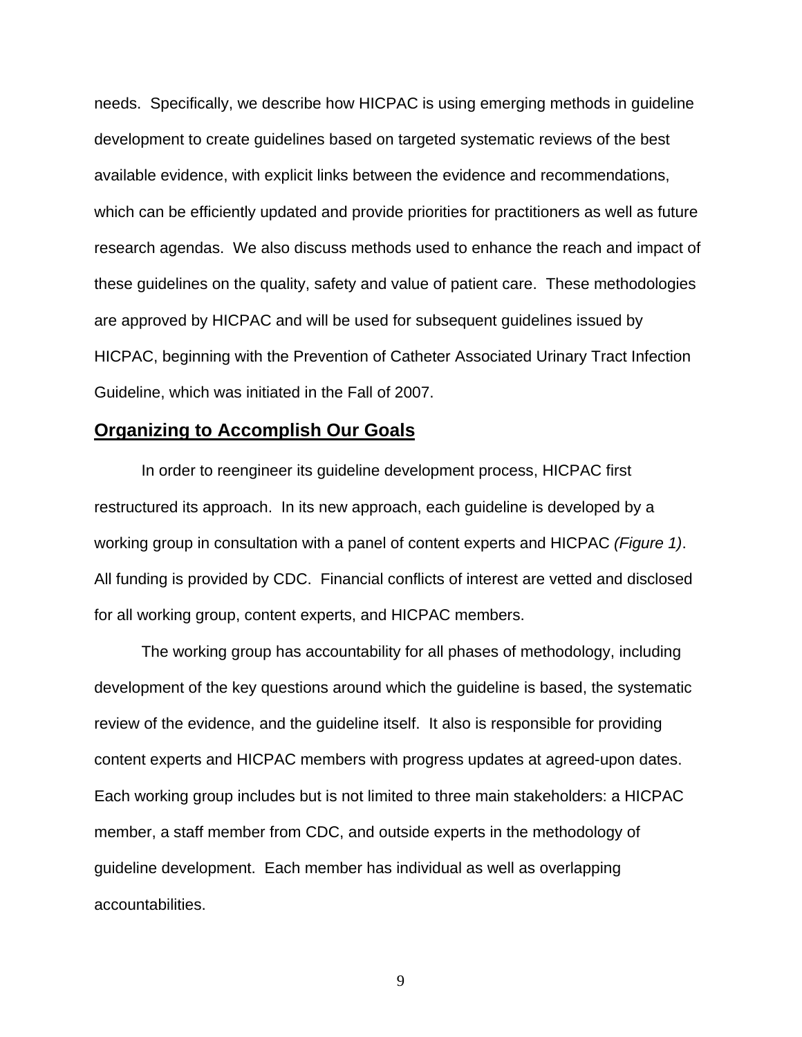needs. Specifically, we describe how HICPAC is using emerging methods in guideline development to create guidelines based on targeted systematic reviews of the best available evidence, with explicit links between the evidence and recommendations, which can be efficiently updated and provide priorities for practitioners as well as future research agendas. We also discuss methods used to enhance the reach and impact of these guidelines on the quality, safety and value of patient care. These methodologies are approved by HICPAC and will be used for subsequent guidelines issued by HICPAC, beginning with the Prevention of Catheter Associated Urinary Tract Infection Guideline, which was initiated in the Fall of 2007.

## Organizing to Accomplish Our Goals

In order to reengineer its guideline development process, HICPAC first restructured its approach. In its new approach, each guideline is developed by a working group in consultation with a panel of content experts and HICPAC *(Figure 1)*. All funding is provided by CDC. Financial conflicts of interest are vetted and disclosed for all working group, content experts, and HICPAC members.

The working group has accountability for all phases of methodology, including development of the key questions around which the guideline is based, the systematic review of the evidence, and the guideline itself. It also is responsible for providing content experts and HICPAC members with progress updates at agreed-upon dates. Each working group includes but is not limited to three main stakeholders: a HICPAC member, a staff member from CDC, and outside experts in the methodology of guideline development. Each member has individual as well as overlapping accountabilities.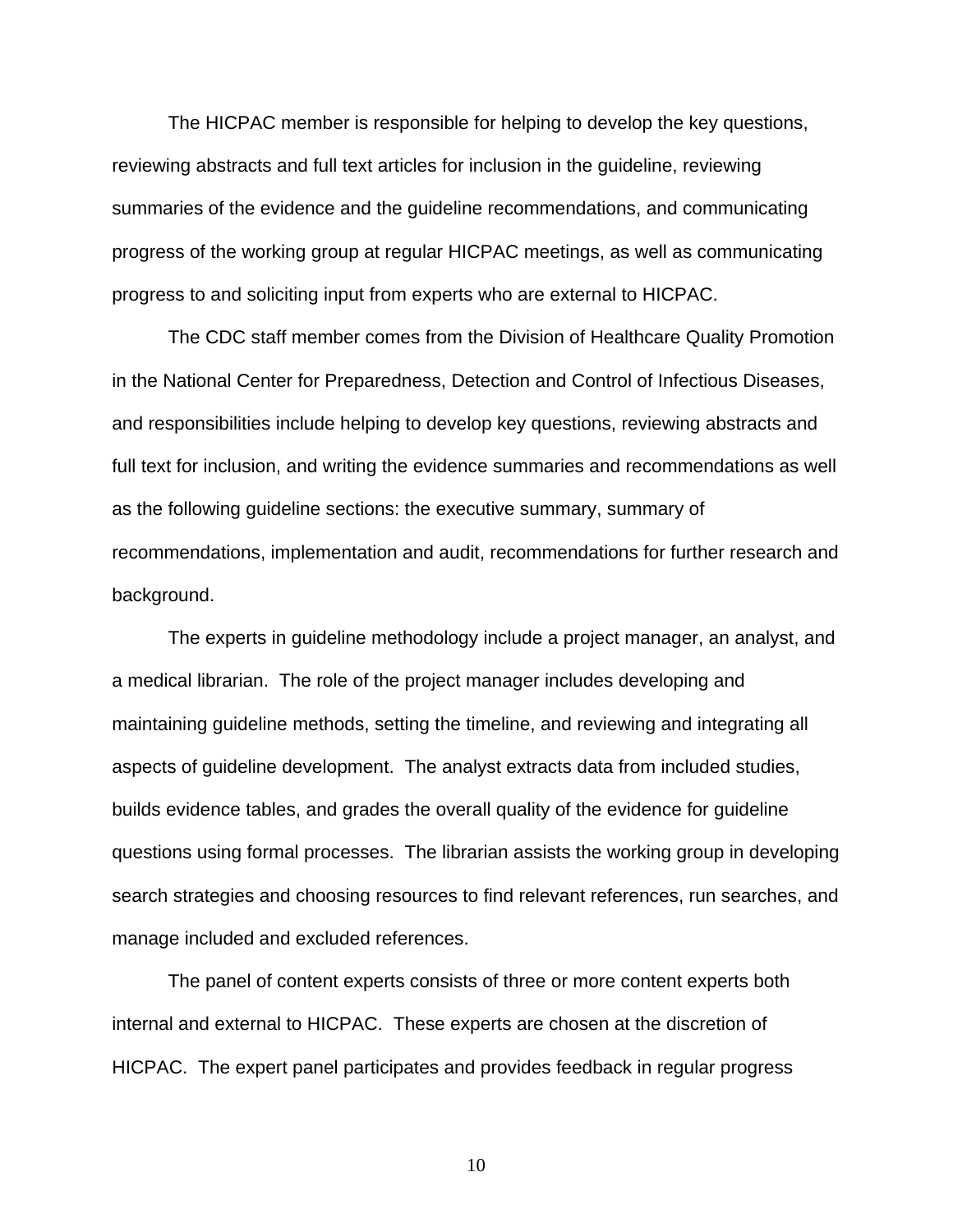The HICPAC member is responsible for helping to develop the key questions, reviewing abstracts and full text articles for inclusion in the guideline, reviewing summaries of the evidence and the guideline recommendations, and communicating progress of the working group at regular HICPAC meetings, as well as communicating progress to and soliciting input from experts who are external to HICPAC.

The CDC staff member comes from the Division of Healthcare Quality Promotion in the National Center for Preparedness, Detection and Control of Infectious Diseases, and responsibilities include helping to develop key questions, reviewing abstracts and full text for inclusion, and writing the evidence summaries and recommendations as well as the following guideline sections: the executive summary, summary of recommendations, implementation and audit, recommendations for further research and background.

The experts in guideline methodology include a project manager, an analyst, and a medical librarian. The role of the project manager includes developing and maintaining guideline methods, setting the timeline, and reviewing and integrating all aspects of guideline development. The analyst extracts data from included studies, builds evidence tables, and grades the overall quality of the evidence for guideline questions using formal processes. The librarian assists the working group in developing search strategies and choosing resources to find relevant references, run searches, and manage included and excluded references.

The panel of content experts consists of three or more content experts both internal and external to HICPAC. These experts are chosen at the discretion of HICPAC. The expert panel participates and provides feedback in regular progress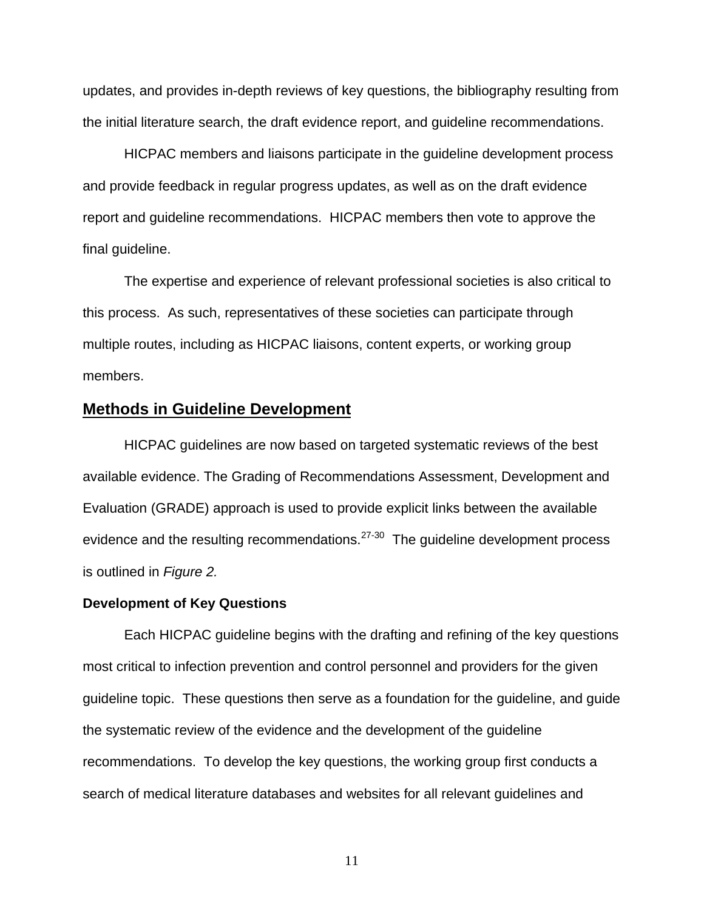updates, and provides in-depth reviews of key questions, the bibliography resulting from the initial literature search, the draft evidence report, and guideline recommendations.

HICPAC members and liaisons participate in the guideline development process and provide feedback in regular progress updates, as well as on the draft evidence report and guideline recommendations. HICPAC members then vote to approve the final guideline.

The expertise and experience of relevant professional societies is also critical to this process. As such, representatives of these societies can participate through multiple routes, including as HICPAC liaisons, content experts, or working group members.

## Methods in Guideline Development

HICPAC guidelines are now based on targeted systematic reviews of the best available evidence. The Grading of Recommendations Assessment, Development and Evaluation (GRADE) approach is used to provide explicit links between the available evidence and the resulting recommendations.[27-30] The guideline development process is outlined in *Figure 2.*

### Development of Key Questions

Each HICPAC guideline begins with the drafting and refining of the key questions most critical to infection prevention and control personnel and providers for the given guideline topic. These questions then serve as a foundation for the guideline, and guide the systematic review of the evidence and the development of the guideline recommendations. To develop the key questions, the working group first conducts a search of medical literature databases and websites for all relevant guidelines and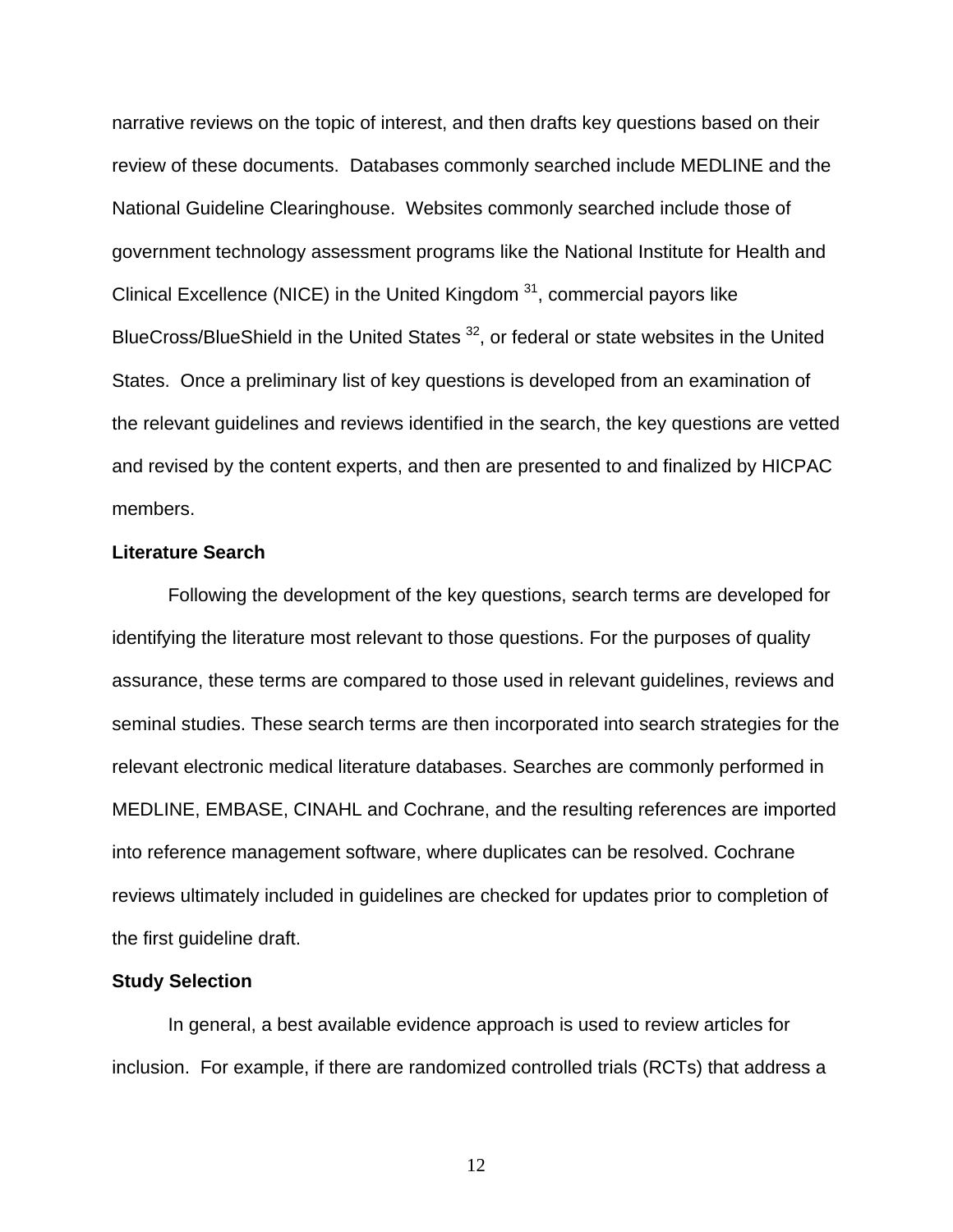narrative reviews on the topic of interest, and then drafts key questions based on their review of these documents. Databases commonly searched include MEDLINE and the National Guideline Clearinghouse. Websites commonly searched include those of government technology assessment programs like the National Institute for Health and Clinical Excellence (NICE) in the United Kingdom [31], commercial payors like BlueCross/BlueShield in the United States [32], or federal or state websites in the United States. Once a preliminary list of key questions is developed from an examination of the relevant guidelines and reviews identified in the search, the key questions are vetted and revised by the content experts, and then are presented to and finalized by HICPAC members.

**Literature Search**

Following the development of the key questions, search terms are developed for identifying the literature most relevant to those questions. For the purposes of quality assurance, these terms are compared to those used in relevant guidelines, reviews and seminal studies. These search terms are then incorporated into search strategies for the relevant electronic medical literature databases. Searches are commonly performed in MEDLINE, EMBASE, CINAHL and Cochrane, and the resulting references are imported into reference management software, where duplicates can be resolved. Cochrane reviews ultimately included in guidelines are checked for updates prior to completion of the first guideline draft.

**Study Selection**

In general, a best available evidence approach is used to review articles for inclusion. For example, if there are randomized controlled trials (RCTs) that address a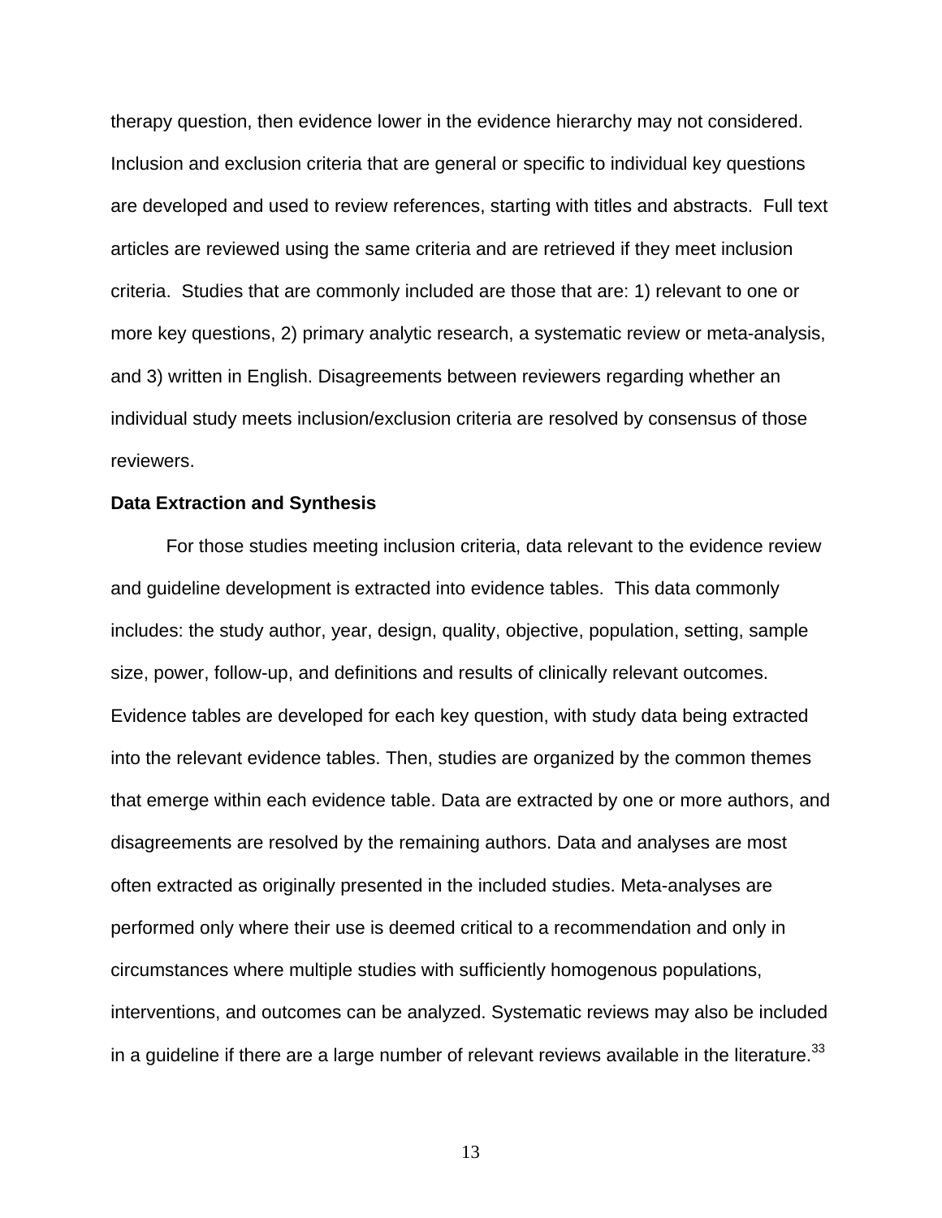therapy question, then evidence lower in the evidence hierarchy may not considered. Inclusion and exclusion criteria that are general or specific to individual key questions are developed and used to review references, starting with titles and abstracts. Full text articles are reviewed using the same criteria and are retrieved if they meet inclusion criteria. Studies that are commonly included are those that are: 1) relevant to one or more key questions, 2) primary analytic research, a systematic review or meta-analysis, and 3) written in English. Disagreements between reviewers regarding whether an individual study meets inclusion/exclusion criteria are resolved by consensus of those reviewers.

**Data Extraction and Synthesis**

For those studies meeting inclusion criteria, data relevant to the evidence review and guideline development is extracted into evidence tables. This data commonly includes: the study author, year, design, quality, objective, population, setting, sample size, power, follow-up, and definitions and results of clinically relevant outcomes. Evidence tables are developed for each key question, with study data being extracted into the relevant evidence tables. Then, studies are organized by the common themes that emerge within each evidence table. Data are extracted by one or more authors, and disagreements are resolved by the remaining authors. Data and analyses are most often extracted as originally presented in the included studies. Meta-analyses are performed only where their use is deemed critical to a recommendation and only in circumstances where multiple studies with sufficiently homogenous populations, interventions, and outcomes can be analyzed. Systematic reviews may also be included in a guideline if there are a large number of relevant reviews available in the literature.[33]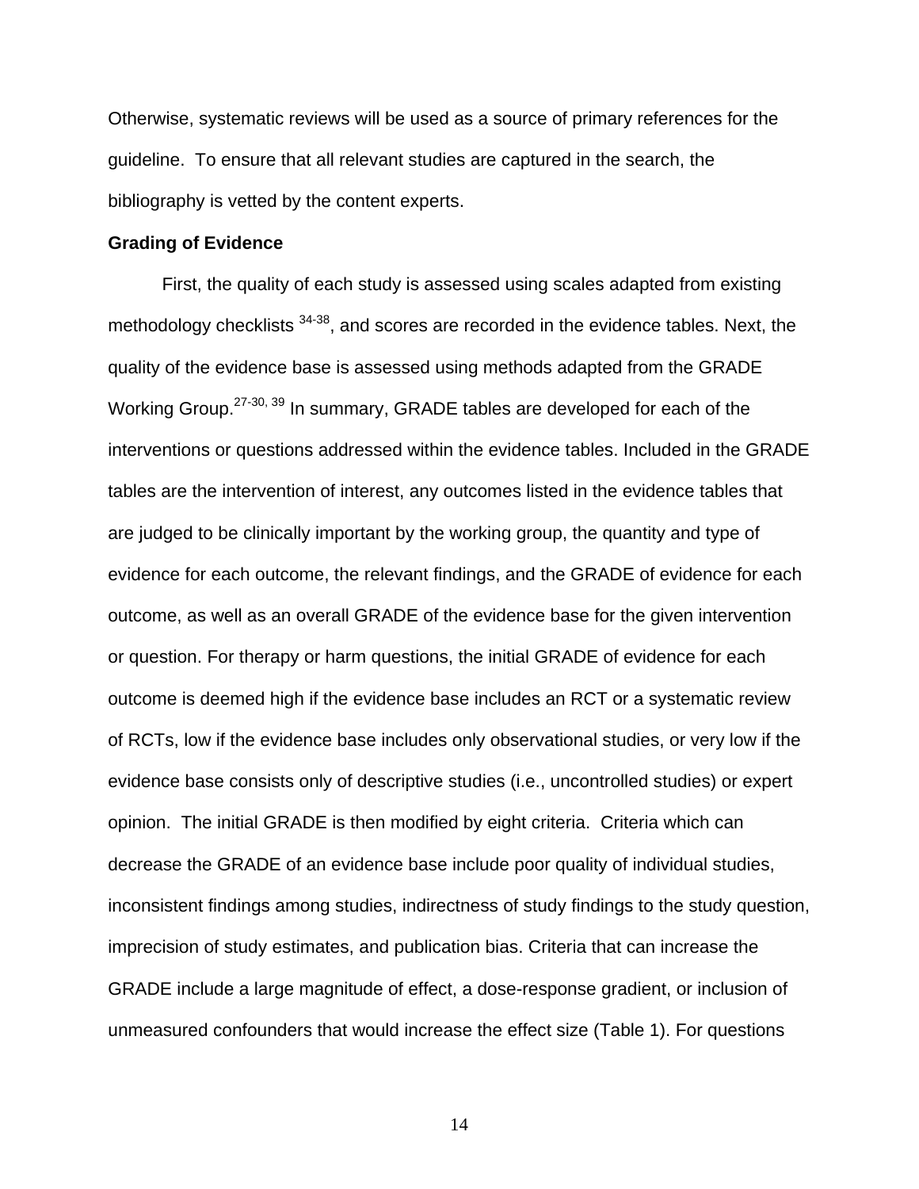Otherwise, systematic reviews will be used as a source of primary references for the guideline. To ensure that all relevant studies are captured in the search, the bibliography is vetted by the content experts.

**Grading of Evidence**

First, the quality of each study is assessed using scales adapted from existing methodology checklists [34-38], and scores are recorded in the evidence tables. Next, the quality of the evidence base is assessed using methods adapted from the GRADE Working Group.[27-30, 39] In summary, GRADE tables are developed for each of the interventions or questions addressed within the evidence tables. Included in the GRADE tables are the intervention of interest, any outcomes listed in the evidence tables that are judged to be clinically important by the working group, the quantity and type of evidence for each outcome, the relevant findings, and the GRADE of evidence for each outcome, as well as an overall GRADE of the evidence base for the given intervention or question. For therapy or harm questions, the initial GRADE of evidence for each outcome is deemed high if the evidence base includes an RCT or a systematic review of RCTs, low if the evidence base includes only observational studies, or very low if the evidence base consists only of descriptive studies (i.e., uncontrolled studies) or expert opinion. The initial GRADE is then modified by eight criteria. Criteria which can decrease the GRADE of an evidence base include poor quality of individual studies, inconsistent findings among studies, indirectness of study findings to the study question, imprecision of study estimates, and publication bias. Criteria that can increase the GRADE include a large magnitude of effect, a dose-response gradient, or inclusion of unmeasured confounders that would increase the effect size (Table 1). For questions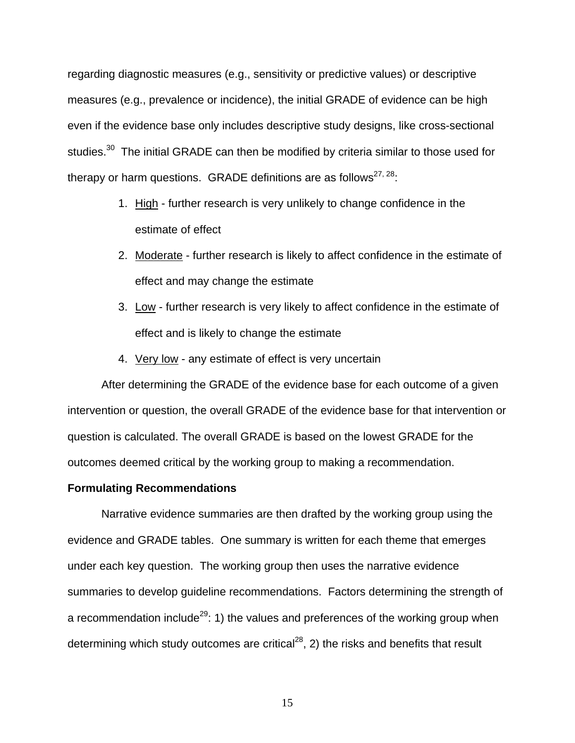regarding diagnostic measures (e.g., sensitivity or predictive values) or descriptive measures (e.g., prevalence or incidence), the initial GRADE of evidence can be high even if the evidence base only includes descriptive study designs, like cross-sectional studies.[30] The initial GRADE can then be modified by criteria similar to those used for therapy or harm questions. GRADE definitions are as follows[27, 28]:

1. High - further research is very unlikely to change confidence in the estimate of effect
2. Moderate - further research is likely to affect confidence in the estimate of effect and may change the estimate
3. Low - further research is very likely to affect confidence in the estimate of effect and is likely to change the estimate
4. Very low - any estimate of effect is very uncertain

After determining the GRADE of the evidence base for each outcome of a given intervention or question, the overall GRADE of the evidence base for that intervention or question is calculated. The overall GRADE is based on the lowest GRADE for the outcomes deemed critical by the working group to making a recommendation.

**Formulating Recommendations**

Narrative evidence summaries are then drafted by the working group using the evidence and GRADE tables. One summary is written for each theme that emerges under each key question. The working group then uses the narrative evidence summaries to develop guideline recommendations. Factors determining the strength of a recommendation include[29]: 1) the values and preferences of the working group when determining which study outcomes are critical[28], 2) the risks and benefits that result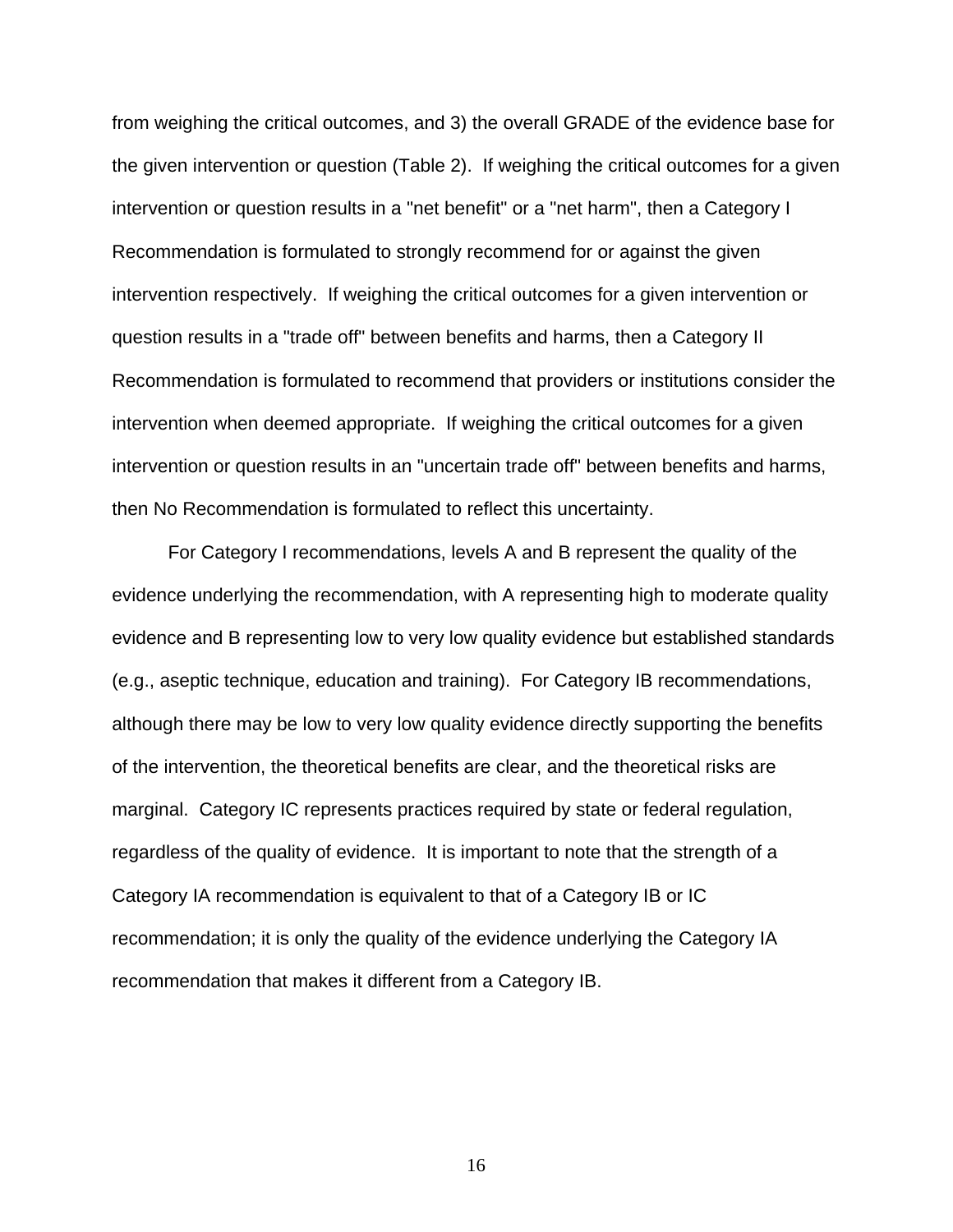from weighing the critical outcomes, and 3) the overall GRADE of the evidence base for the given intervention or question (Table 2). If weighing the critical outcomes for a given intervention or question results in a "net benefit" or a "net harm", then a Category I Recommendation is formulated to strongly recommend for or against the given intervention respectively. If weighing the critical outcomes for a given intervention or question results in a "trade off" between benefits and harms, then a Category II Recommendation is formulated to recommend that providers or institutions consider the intervention when deemed appropriate. If weighing the critical outcomes for a given intervention or question results in an "uncertain trade off" between benefits and harms, then No Recommendation is formulated to reflect this uncertainty.

For Category I recommendations, levels A and B represent the quality of the evidence underlying the recommendation, with A representing high to moderate quality evidence and B representing low to very low quality evidence but established standards (e.g., aseptic technique, education and training). For Category IB recommendations, although there may be low to very low quality evidence directly supporting the benefits of the intervention, the theoretical benefits are clear, and the theoretical risks are marginal. Category IC represents practices required by state or federal regulation, regardless of the quality of evidence. It is important to note that the strength of a Category IA recommendation is equivalent to that of a Category IB or IC recommendation; it is only the quality of the evidence underlying the Category IA recommendation that makes it different from a Category IB.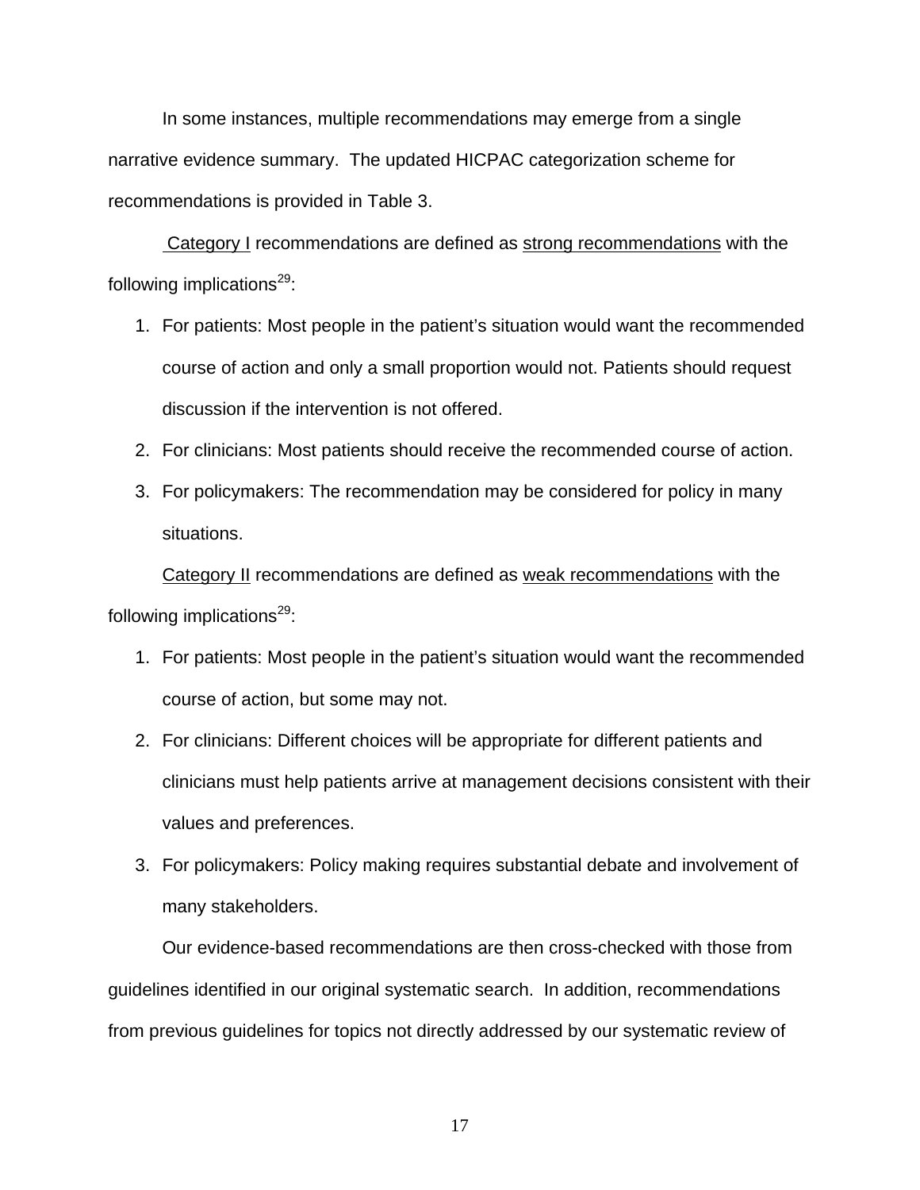In some instances, multiple recommendations may emerge from a single narrative evidence summary. The updated HICPAC categorization scheme for recommendations is provided in Table 3.

Category I recommendations are defined as strong recommendations with the following implications[29]:

1. For patients: Most people in the patient's situation would want the recommended course of action and only a small proportion would not. Patients should request discussion if the intervention is not offered.
2. For clinicians: Most patients should receive the recommended course of action.
3. For policymakers: The recommendation may be considered for policy in many situations.

Category II recommendations are defined as weak recommendations with the following implications[29]:

1. For patients: Most people in the patient's situation would want the recommended course of action, but some may not.
2. For clinicians: Different choices will be appropriate for different patients and clinicians must help patients arrive at management decisions consistent with their values and preferences.
3. For policymakers: Policy making requires substantial debate and involvement of many stakeholders.

Our evidence-based recommendations are then cross-checked with those from guidelines identified in our original systematic search. In addition, recommendations from previous guidelines for topics not directly addressed by our systematic review of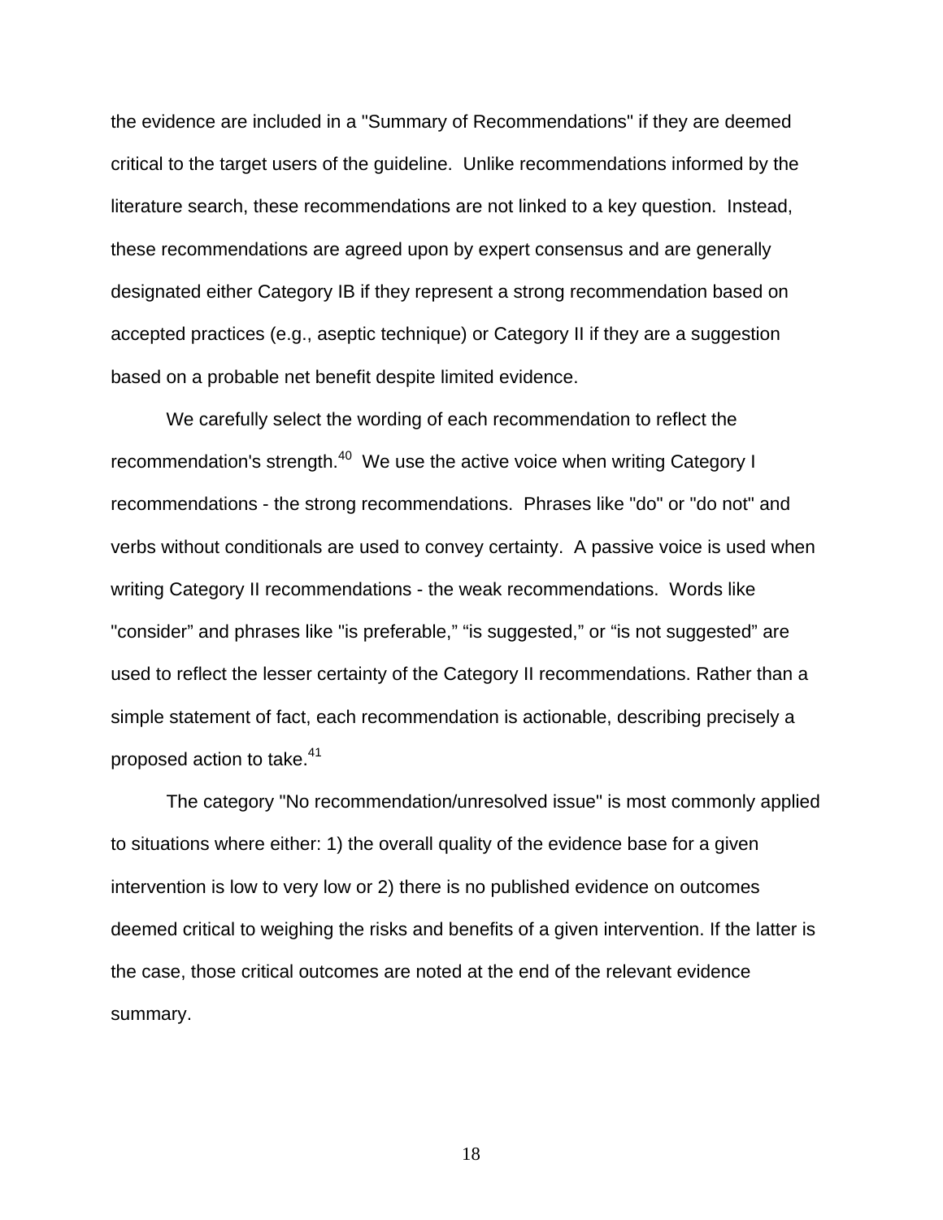the evidence are included in a "Summary of Recommendations" if they are deemed critical to the target users of the guideline. Unlike recommendations informed by the literature search, these recommendations are not linked to a key question. Instead, these recommendations are agreed upon by expert consensus and are generally designated either Category IB if they represent a strong recommendation based on accepted practices (e.g., aseptic technique) or Category II if they are a suggestion based on a probable net benefit despite limited evidence.

We carefully select the wording of each recommendation to reflect the recommendation's strength.[40] We use the active voice when writing Category I recommendations - the strong recommendations. Phrases like "do" or "do not" and verbs without conditionals are used to convey certainty. A passive voice is used when writing Category II recommendations - the weak recommendations. Words like "consider" and phrases like "is preferable," "is suggested," or "is not suggested" are used to reflect the lesser certainty of the Category II recommendations. Rather than a simple statement of fact, each recommendation is actionable, describing precisely a proposed action to take.[41]

The category "No recommendation/unresolved issue" is most commonly applied to situations where either: 1) the overall quality of the evidence base for a given intervention is low to very low or 2) there is no published evidence on outcomes deemed critical to weighing the risks and benefits of a given intervention. If the latter is the case, those critical outcomes are noted at the end of the relevant evidence summary.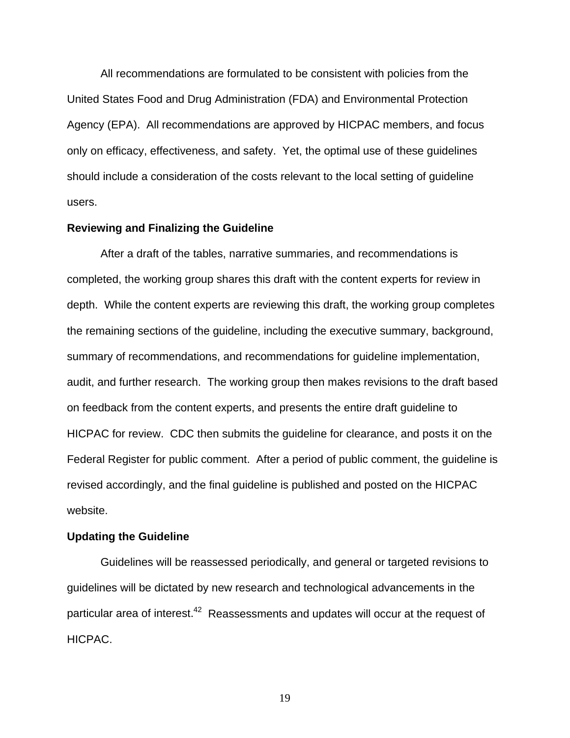All recommendations are formulated to be consistent with policies from the United States Food and Drug Administration (FDA) and Environmental Protection Agency (EPA). All recommendations are approved by HICPAC members, and focus only on efficacy, effectiveness, and safety. Yet, the optimal use of these guidelines should include a consideration of the costs relevant to the local setting of guideline users.

**Reviewing and Finalizing the Guideline**

After a draft of the tables, narrative summaries, and recommendations is completed, the working group shares this draft with the content experts for review in depth. While the content experts are reviewing this draft, the working group completes the remaining sections of the guideline, including the executive summary, background, summary of recommendations, and recommendations for guideline implementation, audit, and further research. The working group then makes revisions to the draft based on feedback from the content experts, and presents the entire draft guideline to HICPAC for review. CDC then submits the guideline for clearance, and posts it on the Federal Register for public comment. After a period of public comment, the guideline is revised accordingly, and the final guideline is published and posted on the HICPAC website.

**Updating the Guideline**

Guidelines will be reassessed periodically, and general or targeted revisions to guidelines will be dictated by new research and technological advancements in the particular area of interest.[42] Reassessments and updates will occur at the request of HICPAC.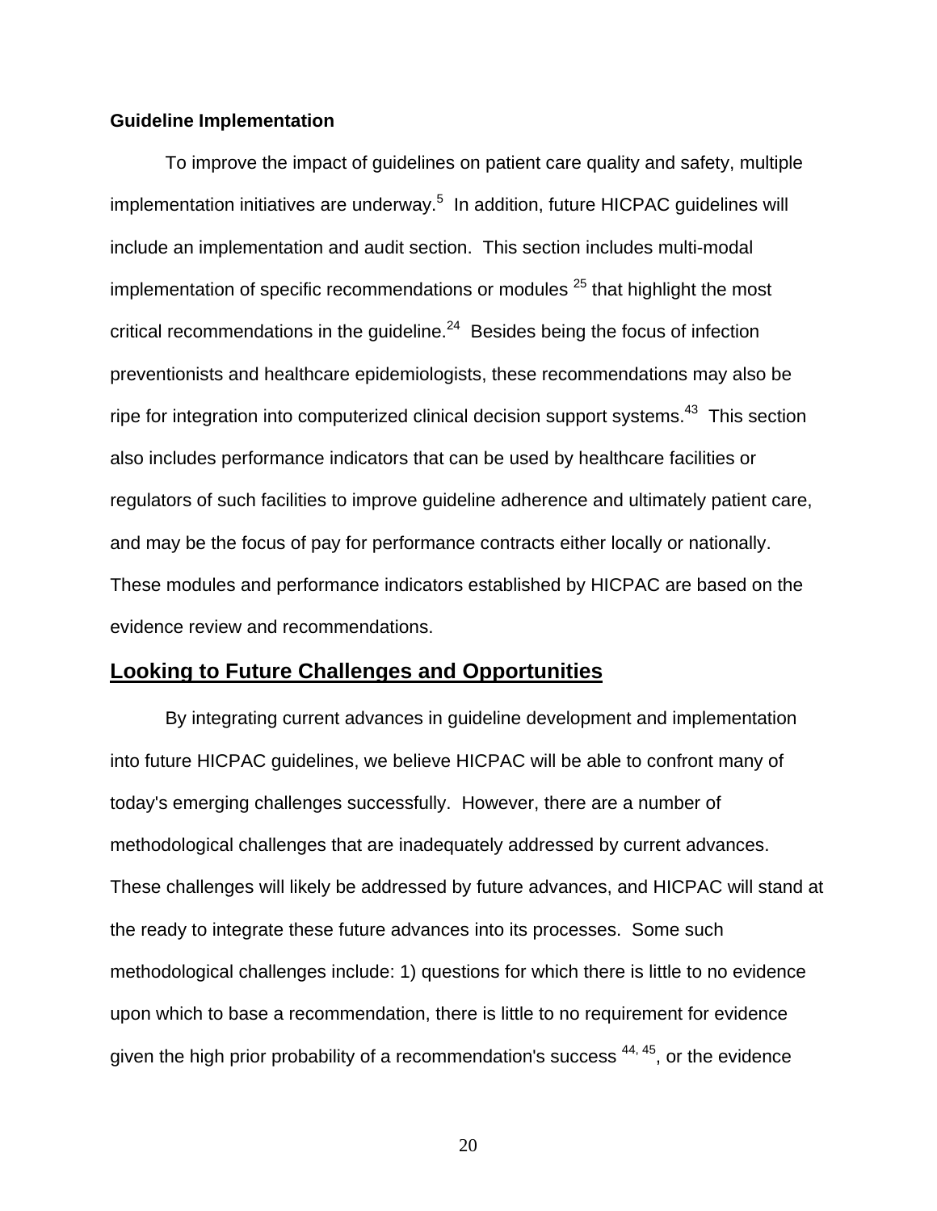**Guideline Implementation**

To improve the impact of guidelines on patient care quality and safety, multiple implementation initiatives are underway.[5] In addition, future HICPAC guidelines will include an implementation and audit section. This section includes multi-modal implementation of specific recommendations or modules [25] that highlight the most critical recommendations in the guideline.[24] Besides being the focus of infection preventionists and healthcare epidemiologists, these recommendations may also be ripe for integration into computerized clinical decision support systems.[43] This section also includes performance indicators that can be used by healthcare facilities or regulators of such facilities to improve guideline adherence and ultimately patient care, and may be the focus of pay for performance contracts either locally or nationally. These modules and performance indicators established by HICPAC are based on the evidence review and recommendations.

## Looking to Future Challenges and Opportunities

By integrating current advances in guideline development and implementation into future HICPAC guidelines, we believe HICPAC will be able to confront many of today's emerging challenges successfully. However, there are a number of methodological challenges that are inadequately addressed by current advances. These challenges will likely be addressed by future advances, and HICPAC will stand at the ready to integrate these future advances into its processes. Some such methodological challenges include: 1) questions for which there is little to no evidence upon which to base a recommendation, there is little to no requirement for evidence given the high prior probability of a recommendation's success [44, 45], or the evidence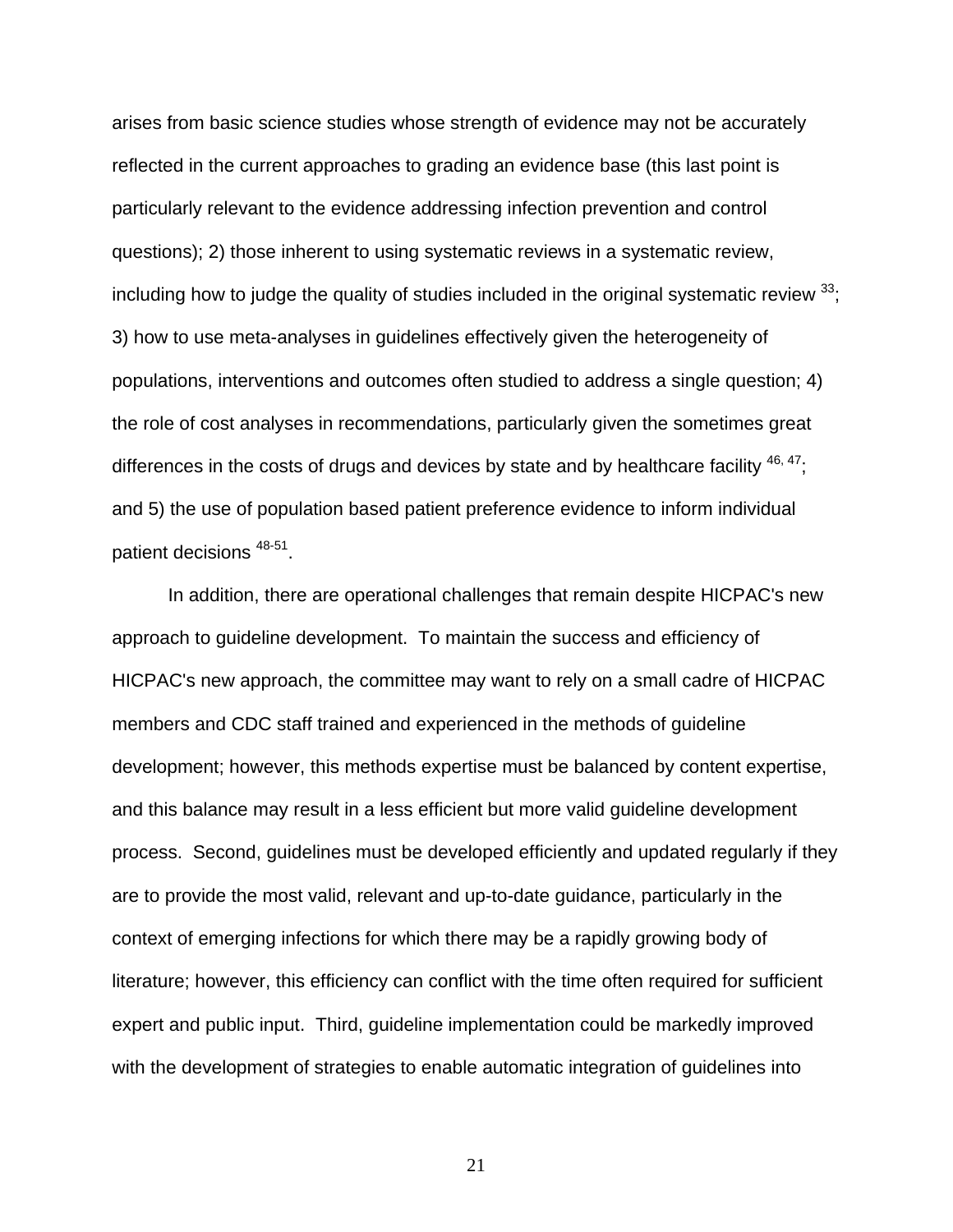arises from basic science studies whose strength of evidence may not be accurately reflected in the current approaches to grading an evidence base (this last point is particularly relevant to the evidence addressing infection prevention and control questions); 2) those inherent to using systematic reviews in a systematic review, including how to judge the quality of studies included in the original systematic review [33]; 3) how to use meta-analyses in guidelines effectively given the heterogeneity of populations, interventions and outcomes often studied to address a single question; 4) the role of cost analyses in recommendations, particularly given the sometimes great differences in the costs of drugs and devices by state and by healthcare facility [46, 47]; and 5) the use of population based patient preference evidence to inform individual patient decisions [48-51].

In addition, there are operational challenges that remain despite HICPAC's new approach to guideline development. To maintain the success and efficiency of HICPAC's new approach, the committee may want to rely on a small cadre of HICPAC members and CDC staff trained and experienced in the methods of guideline development; however, this methods expertise must be balanced by content expertise, and this balance may result in a less efficient but more valid guideline development process. Second, guidelines must be developed efficiently and updated regularly if they are to provide the most valid, relevant and up-to-date guidance, particularly in the context of emerging infections for which there may be a rapidly growing body of literature; however, this efficiency can conflict with the time often required for sufficient expert and public input. Third, guideline implementation could be markedly improved with the development of strategies to enable automatic integration of guidelines into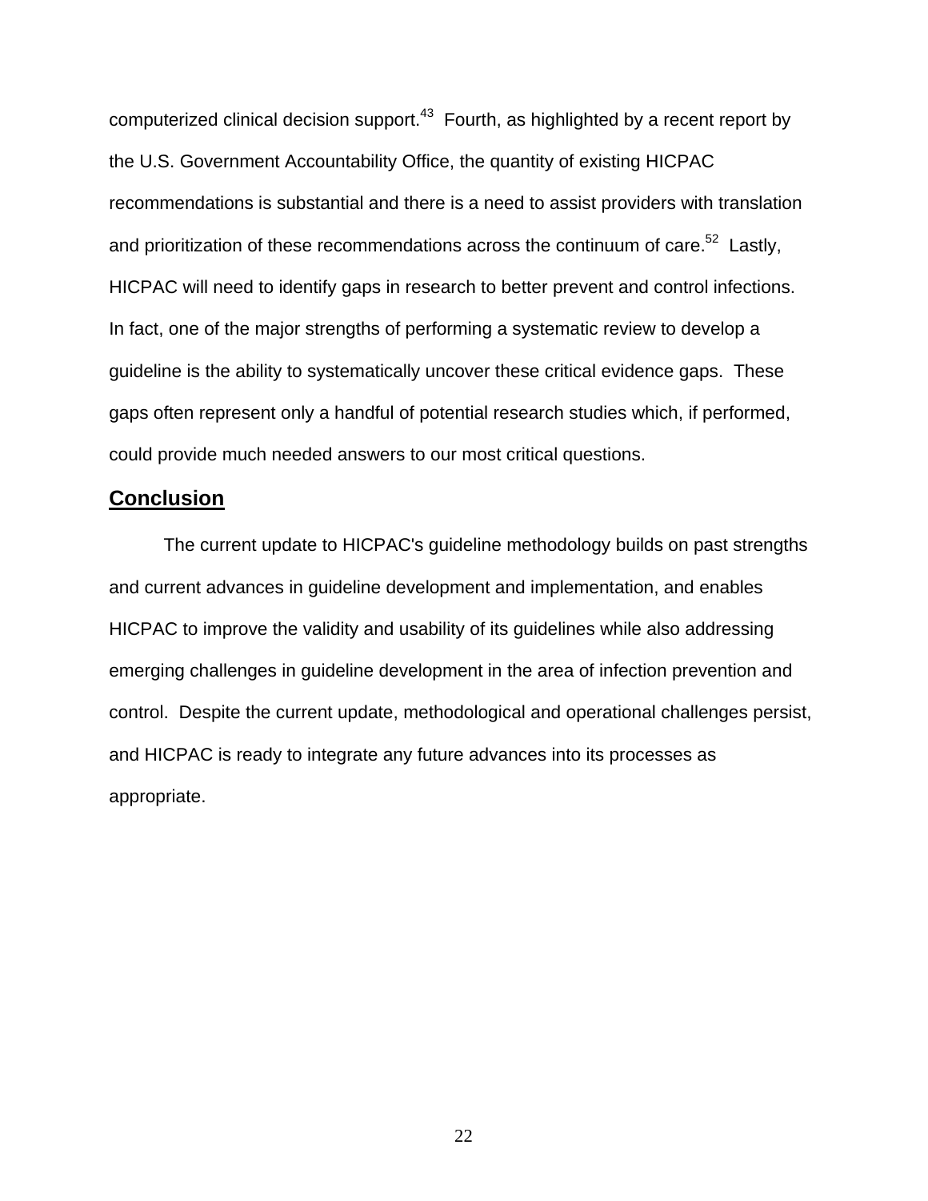computerized clinical decision support.[43] Fourth, as highlighted by a recent report by the U.S. Government Accountability Office, the quantity of existing HICPAC recommendations is substantial and there is a need to assist providers with translation and prioritization of these recommendations across the continuum of care.[52] Lastly, HICPAC will need to identify gaps in research to better prevent and control infections. In fact, one of the major strengths of performing a systematic review to develop a guideline is the ability to systematically uncover these critical evidence gaps. These gaps often represent only a handful of potential research studies which, if performed, could provide much needed answers to our most critical questions.

## Conclusion

The current update to HICPAC's guideline methodology builds on past strengths and current advances in guideline development and implementation, and enables HICPAC to improve the validity and usability of its guidelines while also addressing emerging challenges in guideline development in the area of infection prevention and control. Despite the current update, methodological and operational challenges persist, and HICPAC is ready to integrate any future advances into its processes as appropriate.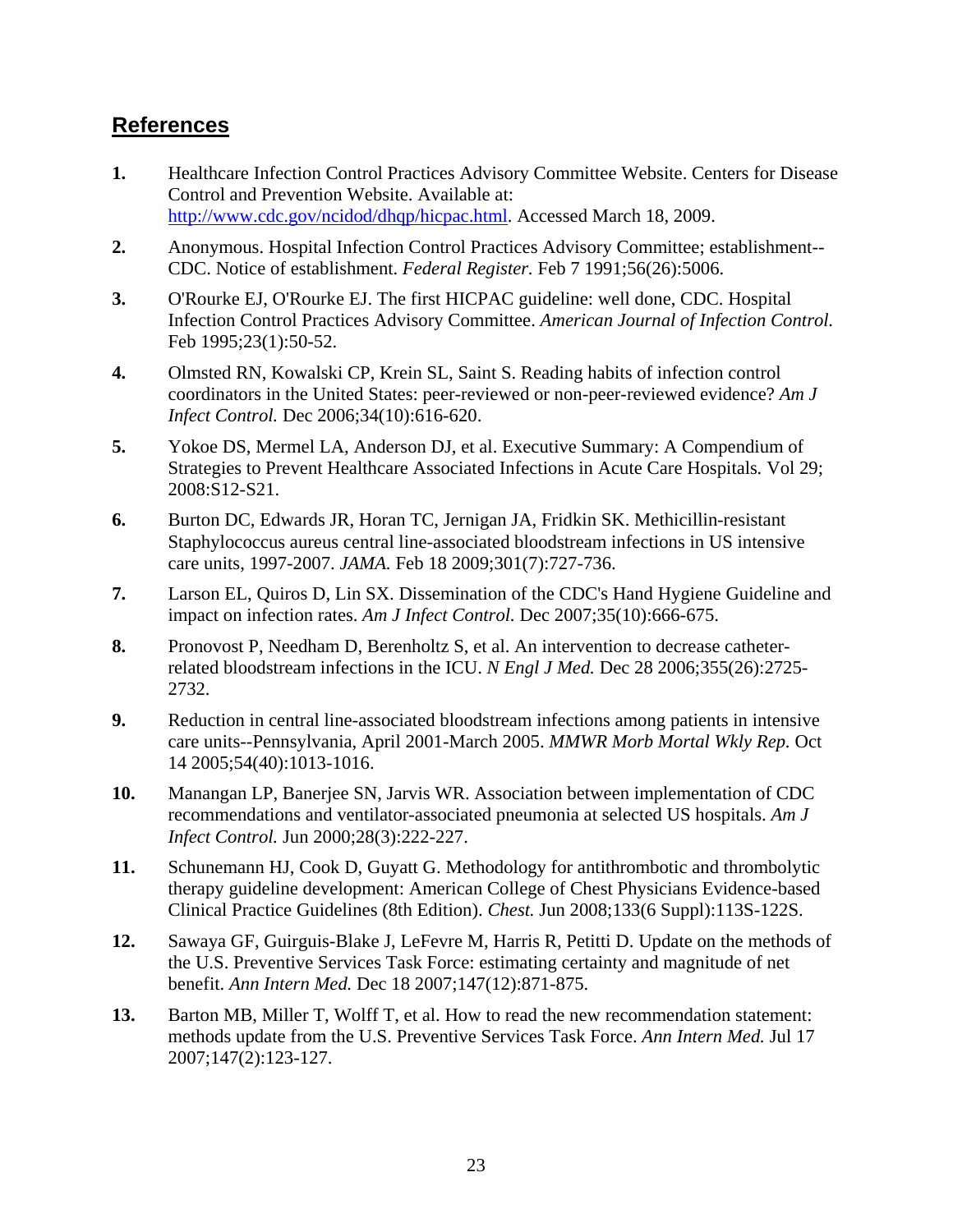## References

1. Healthcare Infection Control Practices Advisory Committee Website. Centers for Disease Control and Prevention Website. Available at: [http://www.cdc.gov/ncidod/dhqp/hicpac.html](http://www.cdc.gov/ncidod/dhqp/hicpac.html). Accessed March 18, 2009.

2. Anonymous. Hospital Infection Control Practices Advisory Committee; establishment--CDC. Notice of establishment. *Federal Register.* Feb 7 1991;56(26):5006.

3. O'Rourke EJ, O'Rourke EJ. The first HICPAC guideline: well done, CDC. Hospital Infection Control Practices Advisory Committee. *American Journal of Infection Control.* Feb 1995;23(1):50-52.

4. Olmsted RN, Kowalski CP, Krein SL, Saint S. Reading habits of infection control coordinators in the United States: peer-reviewed or non-peer-reviewed evidence? *Am J Infect Control.* Dec 2006;34(10):616-620.

5. Yokoe DS, Mermel LA, Anderson DJ, et al. Executive Summary: A Compendium of Strategies to Prevent Healthcare Associated Infections in Acute Care Hospitals. Vol 29; 2008:S12-S21.

6. Burton DC, Edwards JR, Horan TC, Jernigan JA, Fridkin SK. Methicillin-resistant Staphylococcus aureus central line-associated bloodstream infections in US intensive care units, 1997-2007. *JAMA.* Feb 18 2009;301(7):727-736.

7. Larson EL, Quiros D, Lin SX. Dissemination of the CDC's Hand Hygiene Guideline and impact on infection rates. *Am J Infect Control.* Dec 2007;35(10):666-675.

8. Pronovost P, Needham D, Berenholtz S, et al. An intervention to decrease catheter-related bloodstream infections in the ICU. *N Engl J Med.* Dec 28 2006;355(26):2725-2732.

9. Reduction in central line-associated bloodstream infections among patients in intensive care units--Pennsylvania, April 2001-March 2005. *MMWR Morb Mortal Wkly Rep.* Oct 14 2005;54(40):1013-1016.

10. Manangan LP, Banerjee SN, Jarvis WR. Association between implementation of CDC recommendations and ventilator-associated pneumonia at selected US hospitals. *Am J Infect Control.* Jun 2000;28(3):222-227.

11. Schunemann HJ, Cook D, Guyatt G. Methodology for antithrombotic and thrombolytic therapy guideline development: American College of Chest Physicians Evidence-based Clinical Practice Guidelines (8th Edition). *Chest.* Jun 2008;133(6 Suppl):113S-122S.

12. Sawaya GF, Guirguis-Blake J, LeFevre M, Harris R, Petitti D. Update on the methods of the U.S. Preventive Services Task Force: estimating certainty and magnitude of net benefit. *Ann Intern Med.* Dec 18 2007;147(12):871-875.

13. Barton MB, Miller T, Wolff T, et al. How to read the new recommendation statement: methods update from the U.S. Preventive Services Task Force. *Ann Intern Med.* Jul 17 2007;147(2):123-127.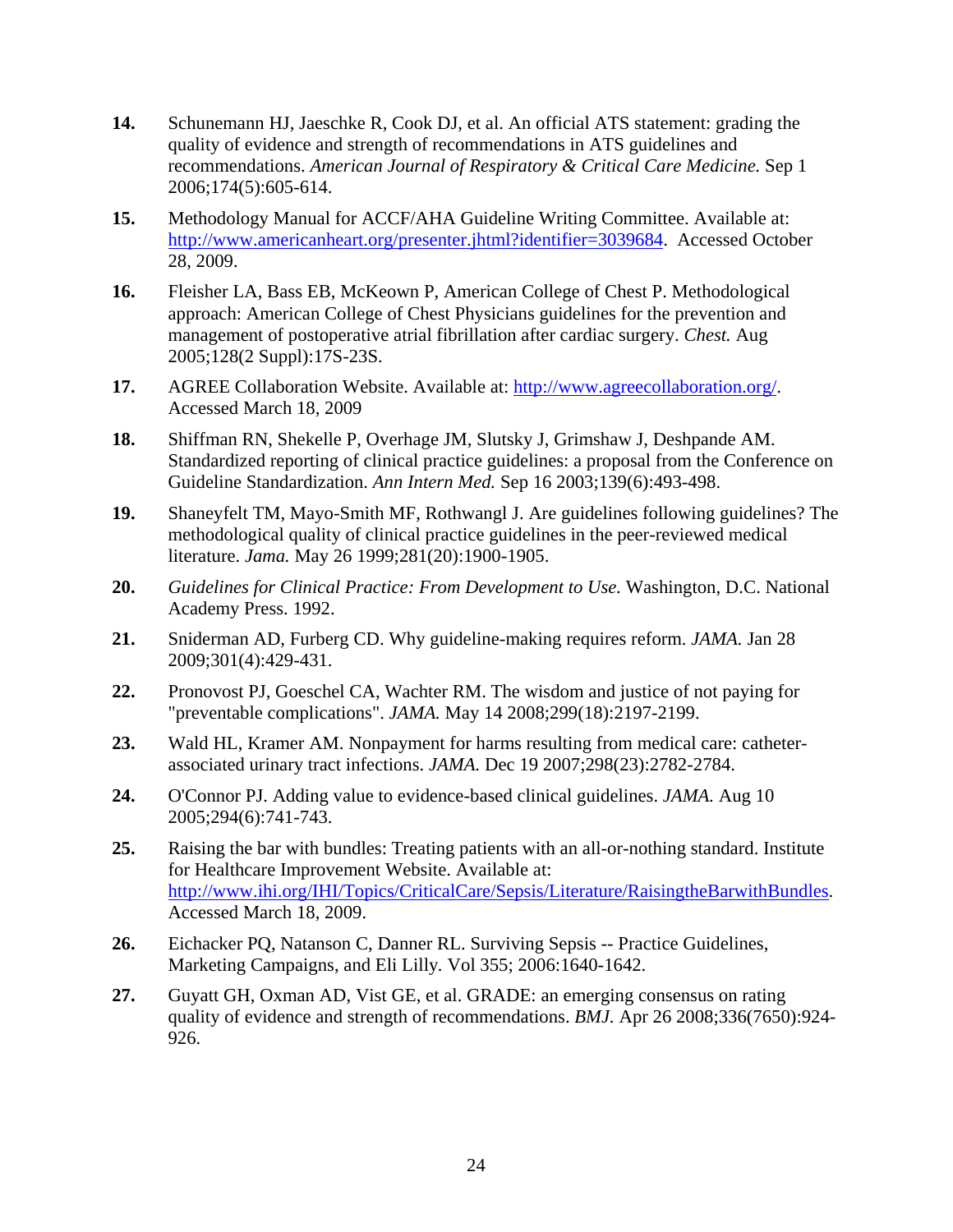**14.** Schunemann HJ, Jaeschke R, Cook DJ, et al. An official ATS statement: grading the quality of evidence and strength of recommendations in ATS guidelines and recommendations. *American Journal of Respiratory & Critical Care Medicine.* Sep 1 2006;174(5):605-614.

**15.** Methodology Manual for ACCF/AHA Guideline Writing Committee. Available at: http://www.americanheart.org/presenter.jhtml?identifier=3039684. Accessed October 28, 2009.

**16.** Fleisher LA, Bass EB, McKeown P, American College of Chest P. Methodological approach: American College of Chest Physicians guidelines for the prevention and management of postoperative atrial fibrillation after cardiac surgery. *Chest.* Aug 2005;128(2 Suppl):17S-23S.

**17.** AGREE Collaboration Website. Available at: http://www.agreecollaboration.org/. Accessed March 18, 2009

**18.** Shiffman RN, Shekelle P, Overhage JM, Slutsky J, Grimshaw J, Deshpande AM. Standardized reporting of clinical practice guidelines: a proposal from the Conference on Guideline Standardization. *Ann Intern Med.* Sep 16 2003;139(6):493-498.

**19.** Shaneyfelt TM, Mayo-Smith MF, Rothwangl J. Are guidelines following guidelines? The methodological quality of clinical practice guidelines in the peer-reviewed medical literature. *Jama.* May 26 1999;281(20):1900-1905.

**20.** *Guidelines for Clinical Practice: From Development to Use.* Washington, D.C. National Academy Press. 1992.

**21.** Sniderman AD, Furberg CD. Why guideline-making requires reform. *JAMA.* Jan 28 2009;301(4):429-431.

**22.** Pronovost PJ, Goeschel CA, Wachter RM. The wisdom and justice of not paying for "preventable complications". *JAMA.* May 14 2008;299(18):2197-2199.

**23.** Wald HL, Kramer AM. Nonpayment for harms resulting from medical care: catheter-associated urinary tract infections. *JAMA.* Dec 19 2007;298(23):2782-2784.

**24.** O'Connor PJ. Adding value to evidence-based clinical guidelines. *JAMA.* Aug 10 2005;294(6):741-743.

**25.** Raising the bar with bundles: Treating patients with an all-or-nothing standard. Institute for Healthcare Improvement Website. Available at: http://www.ihi.org/IHI/Topics/CriticalCare/Sepsis/Literature/RaisingtheBarwithBundles. Accessed March 18, 2009.

**26.** Eichacker PQ, Natanson C, Danner RL. Surviving Sepsis -- Practice Guidelines, Marketing Campaigns, and Eli Lilly. Vol 355; 2006:1640-1642.

**27.** Guyatt GH, Oxman AD, Vist GE, et al. GRADE: an emerging consensus on rating quality of evidence and strength of recommendations. *BMJ.* Apr 26 2008;336(7650):924-926.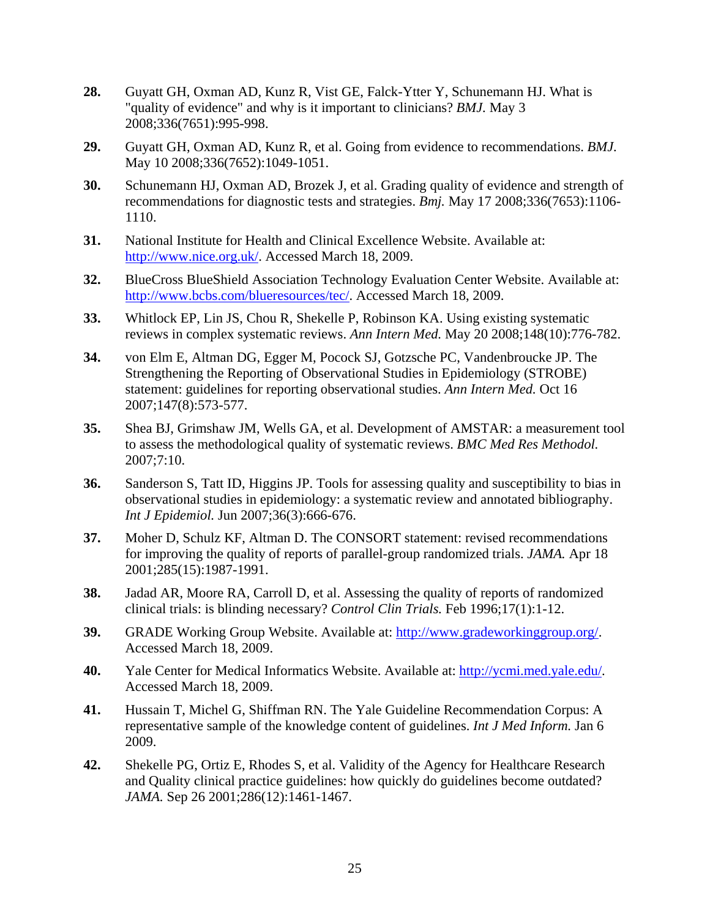**28.** Guyatt GH, Oxman AD, Kunz R, Vist GE, Falck-Ytter Y, Schunemann HJ. What is "quality of evidence" and why is it important to clinicians? *BMJ.* May 3 2008;336(7651):995-998.

**29.** Guyatt GH, Oxman AD, Kunz R, et al. Going from evidence to recommendations. *BMJ.* May 10 2008;336(7652):1049-1051.

**30.** Schunemann HJ, Oxman AD, Brozek J, et al. Grading quality of evidence and strength of recommendations for diagnostic tests and strategies. *Bmj.* May 17 2008;336(7653):1106-1110.

**31.** National Institute for Health and Clinical Excellence Website. Available at: http://www.nice.org.uk/. Accessed March 18, 2009.

**32.** BlueCross BlueShield Association Technology Evaluation Center Website. Available at: http://www.bcbs.com/blueresources/tec/. Accessed March 18, 2009.

**33.** Whitlock EP, Lin JS, Chou R, Shekelle P, Robinson KA. Using existing systematic reviews in complex systematic reviews. *Ann Intern Med.* May 20 2008;148(10):776-782.

**34.** von Elm E, Altman DG, Egger M, Pocock SJ, Gotzsche PC, Vandenbroucke JP. The Strengthening the Reporting of Observational Studies in Epidemiology (STROBE) statement: guidelines for reporting observational studies. *Ann Intern Med.* Oct 16 2007;147(8):573-577.

**35.** Shea BJ, Grimshaw JM, Wells GA, et al. Development of AMSTAR: a measurement tool to assess the methodological quality of systematic reviews. *BMC Med Res Methodol.* 2007;7:10.

**36.** Sanderson S, Tatt ID, Higgins JP. Tools for assessing quality and susceptibility to bias in observational studies in epidemiology: a systematic review and annotated bibliography. *Int J Epidemiol.* Jun 2007;36(3):666-676.

**37.** Moher D, Schulz KF, Altman D. The CONSORT statement: revised recommendations for improving the quality of reports of parallel-group randomized trials. *JAMA.* Apr 18 2001;285(15):1987-1991.

**38.** Jadad AR, Moore RA, Carroll D, et al. Assessing the quality of reports of randomized clinical trials: is blinding necessary? *Control Clin Trials.* Feb 1996;17(1):1-12.

**39.** GRADE Working Group Website. Available at: http://www.gradeworkinggroup.org/. Accessed March 18, 2009.

**40.** Yale Center for Medical Informatics Website. Available at: http://ycmi.med.yale.edu/. Accessed March 18, 2009.

**41.** Hussain T, Michel G, Shiffman RN. The Yale Guideline Recommendation Corpus: A representative sample of the knowledge content of guidelines. *Int J Med Inform.* Jan 6 2009.

**42.** Shekelle PG, Ortiz E, Rhodes S, et al. Validity of the Agency for Healthcare Research and Quality clinical practice guidelines: how quickly do guidelines become outdated? *JAMA.* Sep 26 2001;286(12):1461-1467.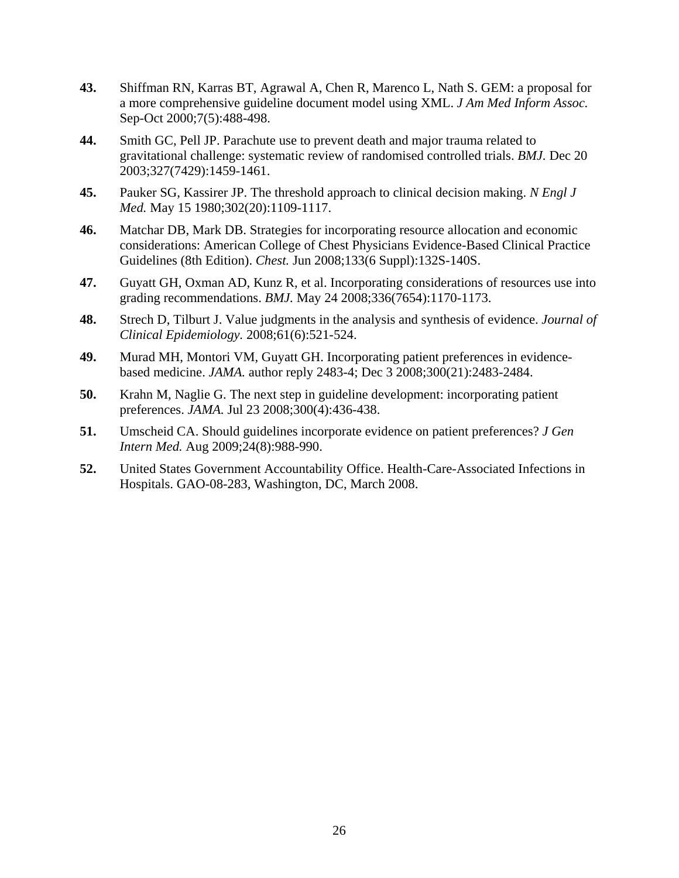**43.** Shiffman RN, Karras BT, Agrawal A, Chen R, Marenco L, Nath S. GEM: a proposal for a more comprehensive guideline document model using XML. *J Am Med Inform Assoc.* Sep-Oct 2000;7(5):488-498.

**44.** Smith GC, Pell JP. Parachute use to prevent death and major trauma related to gravitational challenge: systematic review of randomised controlled trials. *BMJ.* Dec 20 2003;327(7429):1459-1461.

**45.** Pauker SG, Kassirer JP. The threshold approach to clinical decision making. *N Engl J Med.* May 15 1980;302(20):1109-1117.

**46.** Matchar DB, Mark DB. Strategies for incorporating resource allocation and economic considerations: American College of Chest Physicians Evidence-Based Clinical Practice Guidelines (8th Edition). *Chest.* Jun 2008;133(6 Suppl):132S-140S.

**47.** Guyatt GH, Oxman AD, Kunz R, et al. Incorporating considerations of resources use into grading recommendations. *BMJ.* May 24 2008;336(7654):1170-1173.

**48.** Strech D, Tilburt J. Value judgments in the analysis and synthesis of evidence. *Journal of Clinical Epidemiology.* 2008;61(6):521-524.

**49.** Murad MH, Montori VM, Guyatt GH. Incorporating patient preferences in evidence-based medicine. *JAMA.* author reply 2483-4; Dec 3 2008;300(21):2483-2484.

**50.** Krahn M, Naglie G. The next step in guideline development: incorporating patient preferences. *JAMA.* Jul 23 2008;300(4):436-438.

**51.** Umscheid CA. Should guidelines incorporate evidence on patient preferences? *J Gen Intern Med.* Aug 2009;24(8):988-990.

**52.** United States Government Accountability Office. Health-Care-Associated Infections in Hospitals. GAO-08-283, Washington, DC, March 2008.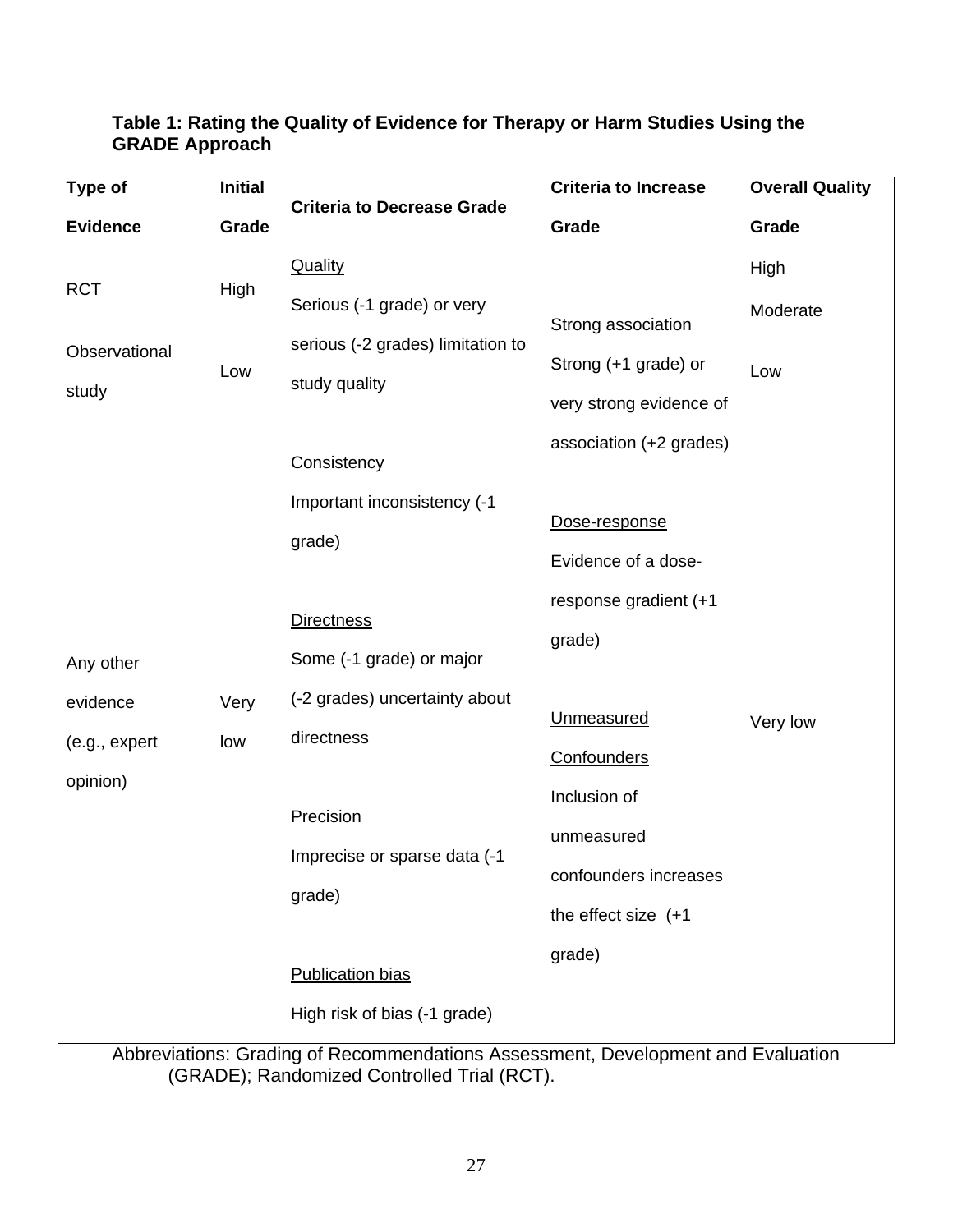**Table 1: Rating the Quality of Evidence for Therapy or Harm Studies Using the GRADE Approach**

| Type of Evidence | Initial Grade | Criteria to Decrease Grade | Criteria to Increase Grade | Overall Quality Grade |
|---|---|---|---|---|
| RCT | High | Quality<br>Serious (-1 grade) or very serious (-2 grades) limitation to study quality | Strong association<br>Strong (+1 grade) or very strong evidence of association (+2 grades) | High |
| Observational study | Low | Consistency<br>Important inconsistency (-1 grade) | Dose-response<br>Evidence of a dose-response gradient (+1 grade) | Moderate |
| | | Directness<br>Some (-1 grade) or major (-2 grades) uncertainty about directness | Unmeasured Confounders<br>Inclusion of unmeasured confounders increases the effect size (+1 grade) | Low |
| Any other evidence (e.g., expert opinion) | Very low | Precision<br>Imprecise or sparse data (-1 grade) | | Very low |
| | | Publication bias<br>High risk of bias (-1 grade) | | |

Abbreviations: Grading of Recommendations Assessment, Development and Evaluation (GRADE); Randomized Controlled Trial (RCT).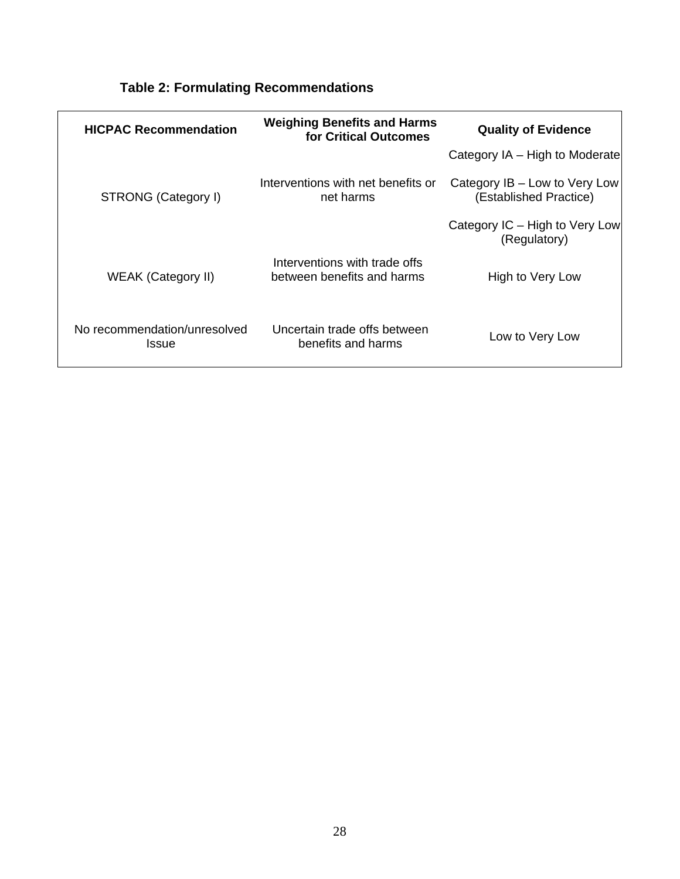**Table 2: Formulating Recommendations**

| HICPAC Recommendation | Weighing Benefits and Harms for Critical Outcomes | Quality of Evidence |
|---|---|---|
| STRONG (Category I) | Interventions with net benefits or net harms | Category IA – High to Moderate<br>Category IB – Low to Very Low (Established Practice)<br>Category IC – High to Very Low (Regulatory) |
| WEAK (Category II) | Interventions with trade offs between benefits and harms | High to Very Low |
| No recommendation/unresolved Issue | Uncertain trade offs between benefits and harms | Low to Very Low |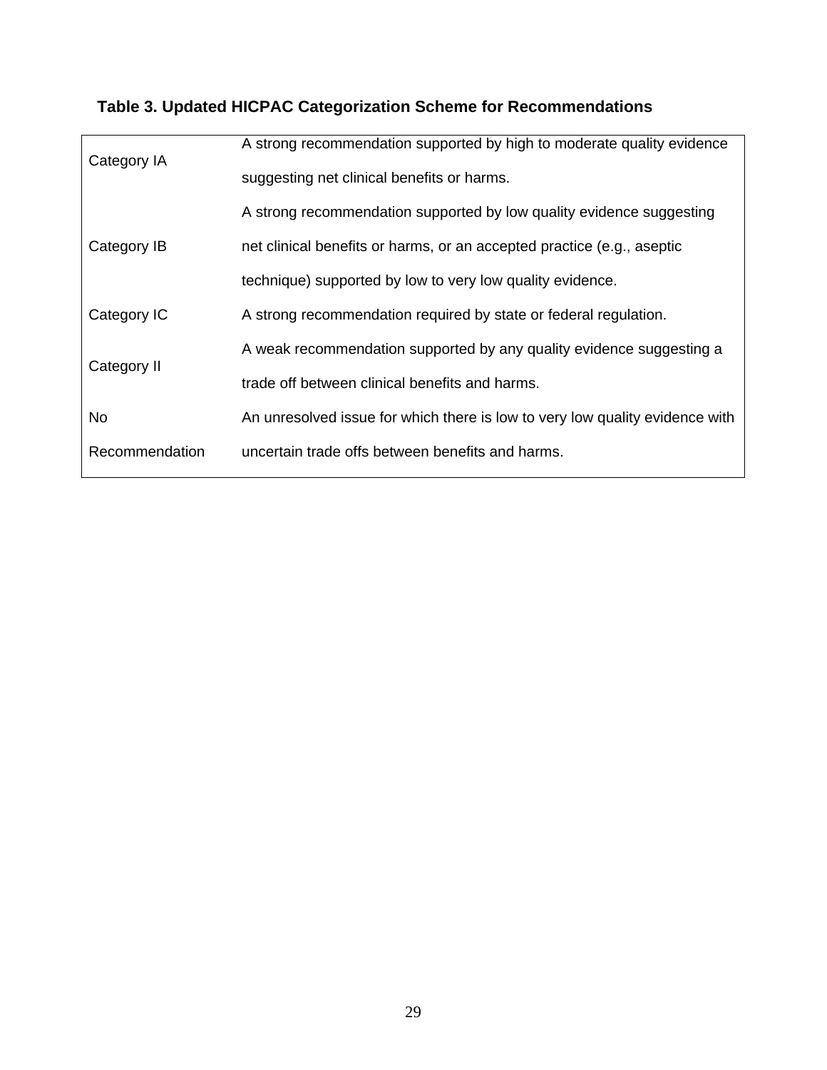**Table 3. Updated HICPAC Categorization Scheme for Recommendations**

| | |
|---|---|
| Category IA | A strong recommendation supported by high to moderate quality evidence suggesting net clinical benefits or harms. |
| Category IB | A strong recommendation supported by low quality evidence suggesting net clinical benefits or harms, or an accepted practice (e.g., aseptic technique) supported by low to very low quality evidence. |
| Category IC | A strong recommendation required by state or federal regulation. |
| Category II | A weak recommendation supported by any quality evidence suggesting a trade off between clinical benefits and harms. |
| No Recommendation | An unresolved issue for which there is low to very low quality evidence with uncertain trade offs between benefits and harms. |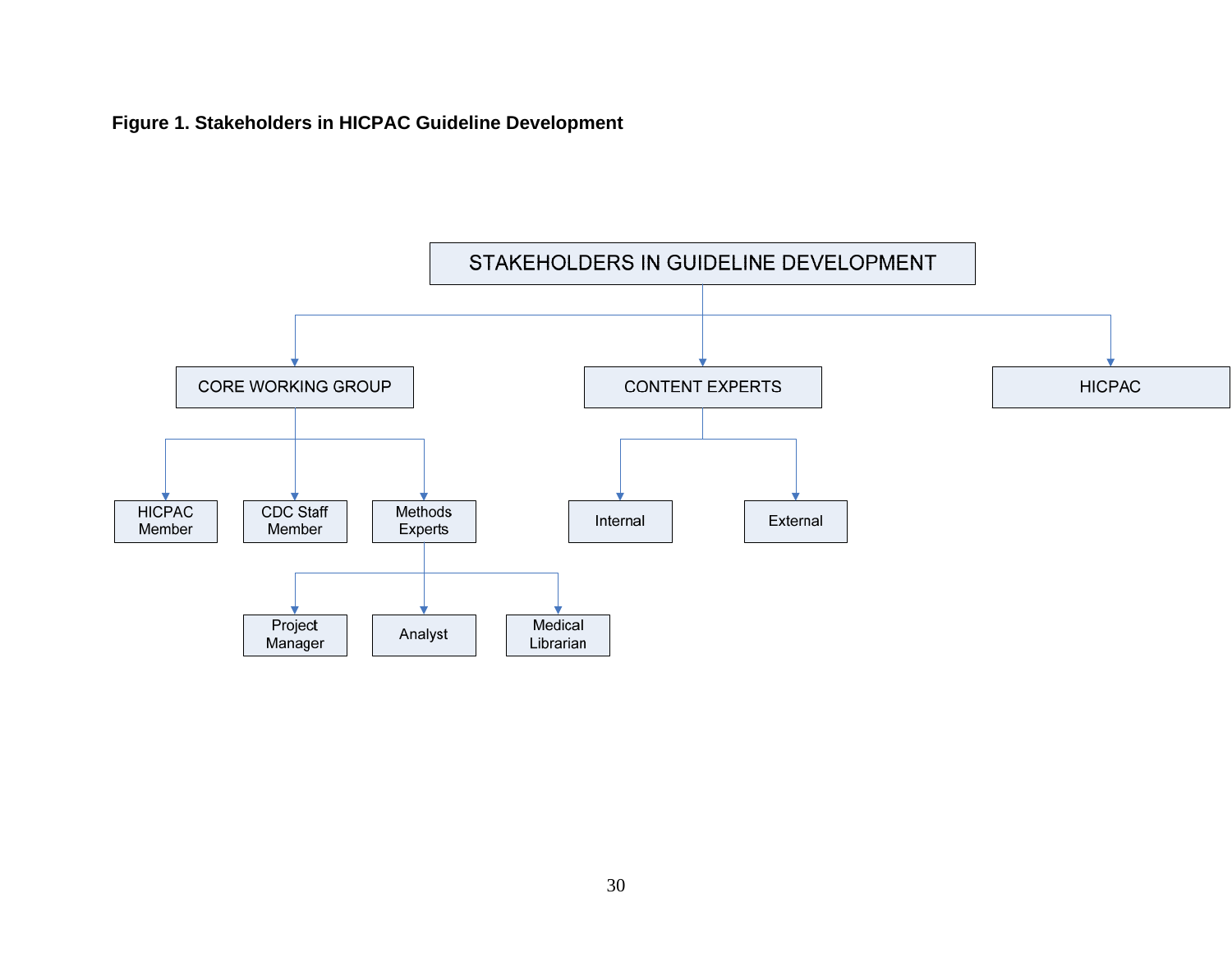**Figure 1. Stakeholders in HICPAC Guideline Development**

- STAKEHOLDERS IN GUIDELINE DEVELOPMENT
  - CORE WORKING GROUP
    - HICPAC Member
    - CDC Staff Member
    - Methods Experts
      - Project Manager
      - Analyst
      - Medical Librarian
  - CONTENT EXPERTS
    - Internal
    - External
  - HICPAC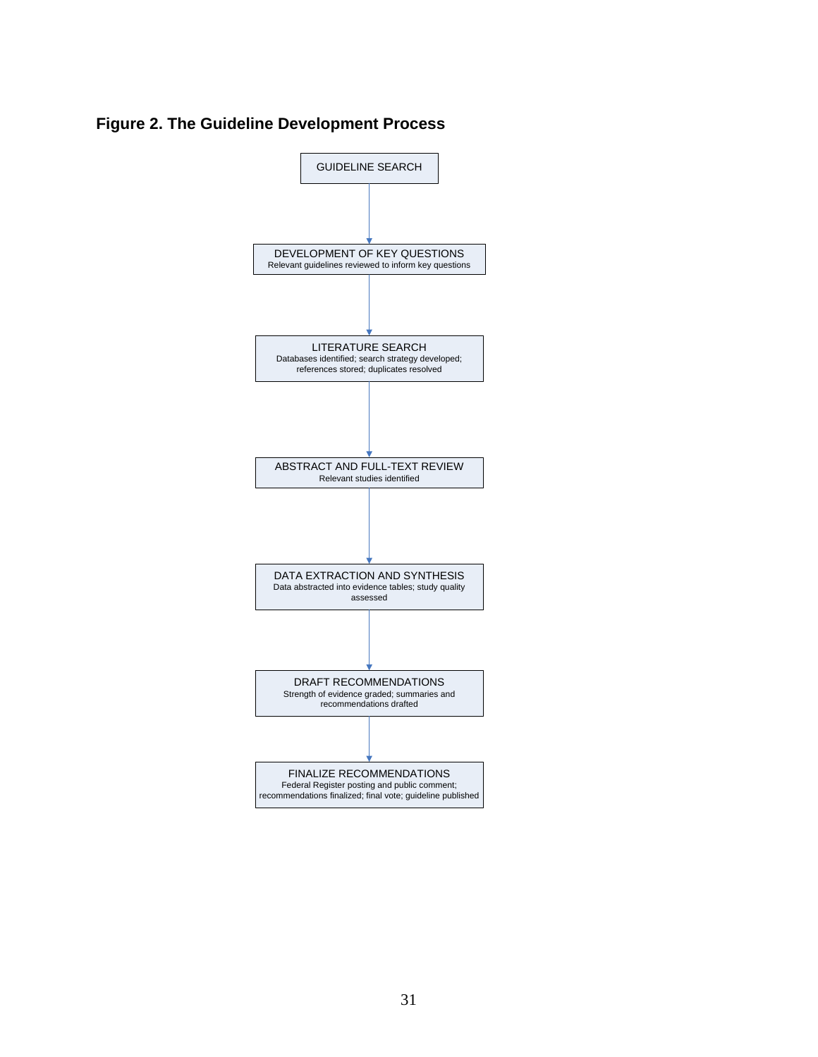**Figure 2. The Guideline Development Process**

GUIDELINE SEARCH

DEVELOPMENT OF KEY QUESTIONS
Relevant guidelines reviewed to inform key questions

LITERATURE SEARCH
Databases identified; search strategy developed; references stored; duplicates resolved

ABSTRACT AND FULL-TEXT REVIEW
Relevant studies identified

DATA EXTRACTION AND SYNTHESIS
Data abstracted into evidence tables; study quality assessed

DRAFT RECOMMENDATIONS
Strength of evidence graded; summaries and recommendations drafted

FINALIZE RECOMMENDATIONS
Federal Register posting and public comment; recommendations finalized; final vote; guideline published